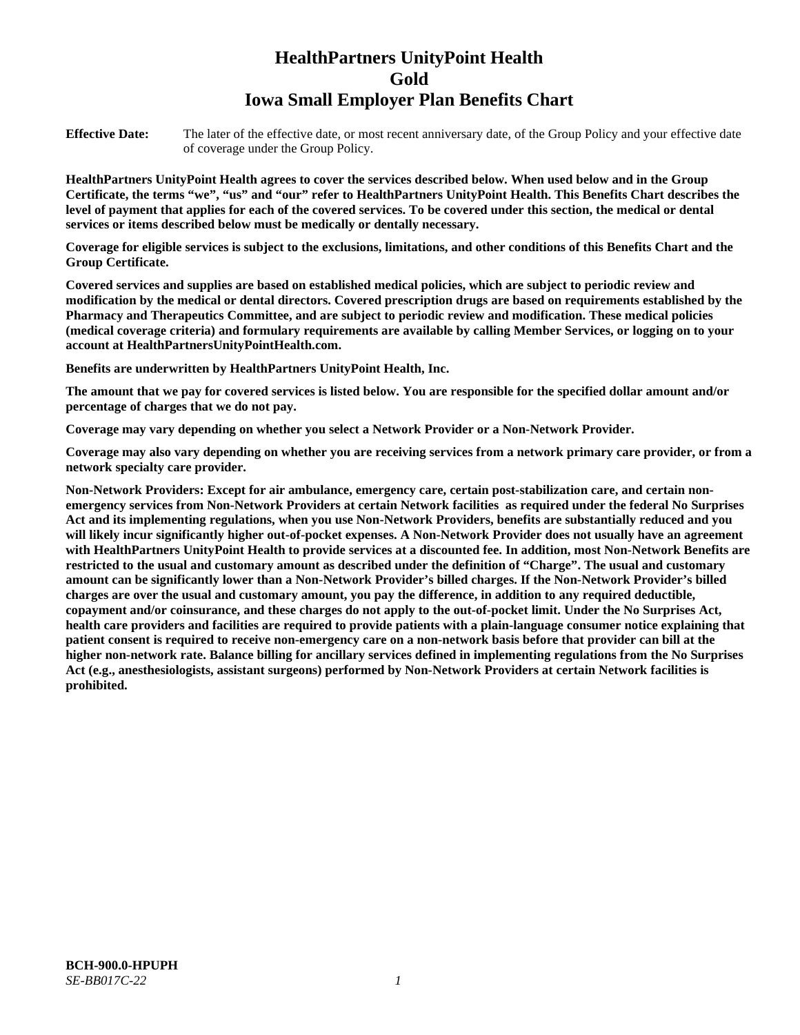# HealthPartners UnityPoint Health
# Gold
# Iowa Small Employer Plan Benefits Chart

**Effective Date:** The later of the effective date, or most recent anniversary date, of the Group Policy and your effective date of coverage under the Group Policy.

**HealthPartners UnityPoint Health agrees to cover the services described below. When used below and in the Group Certificate, the terms "we", "us" and "our" refer to HealthPartners UnityPoint Health. This Benefits Chart describes the level of payment that applies for each of the covered services. To be covered under this section, the medical or dental services or items described below must be medically or dentally necessary.**

**Coverage for eligible services is subject to the exclusions, limitations, and other conditions of this Benefits Chart and the Group Certificate.**

**Covered services and supplies are based on established medical policies, which are subject to periodic review and modification by the medical or dental directors. Covered prescription drugs are based on requirements established by the Pharmacy and Therapeutics Committee, and are subject to periodic review and modification. These medical policies (medical coverage criteria) and formulary requirements are available by calling Member Services, or logging on to your account at HealthPartnersUnityPointHealth.com.**

**Benefits are underwritten by HealthPartners UnityPoint Health, Inc.**

**The amount that we pay for covered services is listed below. You are responsible for the specified dollar amount and/or percentage of charges that we do not pay.**

**Coverage may vary depending on whether you select a Network Provider or a Non-Network Provider.**

**Coverage may also vary depending on whether you are receiving services from a network primary care provider, or from a network specialty care provider.**

**Non-Network Providers: Except for air ambulance, emergency care, certain post-stabilization care, and certain non-emergency services from Non-Network Providers at certain Network facilities as required under the federal No Surprises Act and its implementing regulations, when you use Non-Network Providers, benefits are substantially reduced and you will likely incur significantly higher out-of-pocket expenses. A Non-Network Provider does not usually have an agreement with HealthPartners UnityPoint Health to provide services at a discounted fee. In addition, most Non-Network Benefits are restricted to the usual and customary amount as described under the definition of "Charge". The usual and customary amount can be significantly lower than a Non-Network Provider's billed charges. If the Non-Network Provider's billed charges are over the usual and customary amount, you pay the difference, in addition to any required deductible, copayment and/or coinsurance, and these charges do not apply to the out-of-pocket limit. Under the No Surprises Act, health care providers and facilities are required to provide patients with a plain-language consumer notice explaining that patient consent is required to receive non-emergency care on a non-network basis before that provider can bill at the higher non-network rate. Balance billing for ancillary services defined in implementing regulations from the No Surprises Act (e.g., anesthesiologists, assistant surgeons) performed by Non-Network Providers at certain Network facilities is prohibited.**

**BCH-900.0-HPUPH**
*SE-BB017C-22*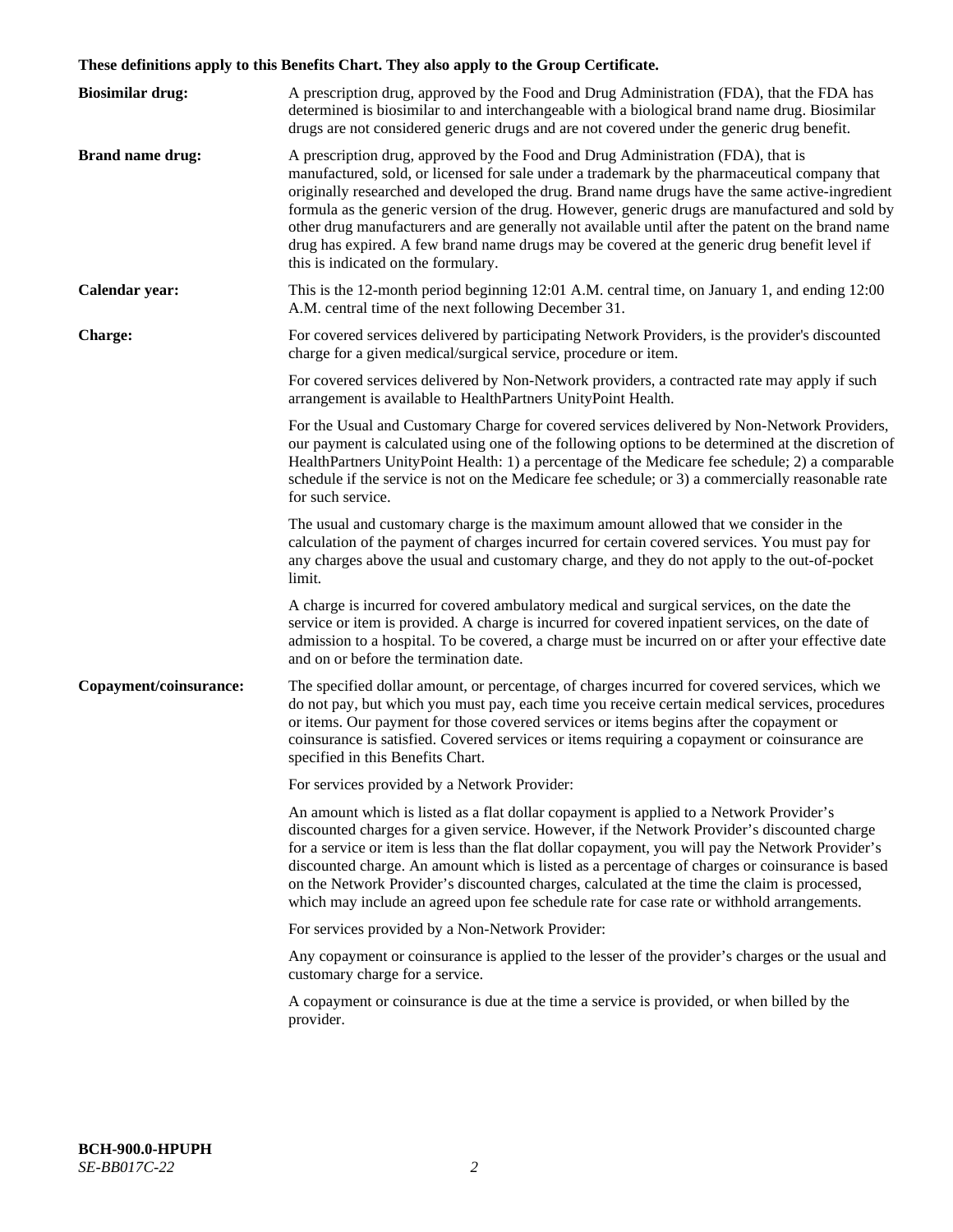**These definitions apply to this Benefits Chart. They also apply to the Group Certificate.**

**Biosimilar drug:** A prescription drug, approved by the Food and Drug Administration (FDA), that the FDA has determined is biosimilar to and interchangeable with a biological brand name drug. Biosimilar drugs are not considered generic drugs and are not covered under the generic drug benefit.

**Brand name drug:** A prescription drug, approved by the Food and Drug Administration (FDA), that is manufactured, sold, or licensed for sale under a trademark by the pharmaceutical company that originally researched and developed the drug. Brand name drugs have the same active-ingredient formula as the generic version of the drug. However, generic drugs are manufactured and sold by other drug manufacturers and are generally not available until after the patent on the brand name drug has expired. A few brand name drugs may be covered at the generic drug benefit level if this is indicated on the formulary.

**Calendar year:** This is the 12-month period beginning 12:01 A.M. central time, on January 1, and ending 12:00 A.M. central time of the next following December 31.

**Charge:** For covered services delivered by participating Network Providers, is the provider's discounted charge for a given medical/surgical service, procedure or item.

For covered services delivered by Non-Network providers, a contracted rate may apply if such arrangement is available to HealthPartners UnityPoint Health.

For the Usual and Customary Charge for covered services delivered by Non-Network Providers, our payment is calculated using one of the following options to be determined at the discretion of HealthPartners UnityPoint Health: 1) a percentage of the Medicare fee schedule; 2) a comparable schedule if the service is not on the Medicare fee schedule; or 3) a commercially reasonable rate for such service.

The usual and customary charge is the maximum amount allowed that we consider in the calculation of the payment of charges incurred for certain covered services. You must pay for any charges above the usual and customary charge, and they do not apply to the out-of-pocket limit.

A charge is incurred for covered ambulatory medical and surgical services, on the date the service or item is provided. A charge is incurred for covered inpatient services, on the date of admission to a hospital. To be covered, a charge must be incurred on or after your effective date and on or before the termination date.

**Copayment/coinsurance:** The specified dollar amount, or percentage, of charges incurred for covered services, which we do not pay, but which you must pay, each time you receive certain medical services, procedures or items. Our payment for those covered services or items begins after the copayment or coinsurance is satisfied. Covered services or items requiring a copayment or coinsurance are specified in this Benefits Chart.

For services provided by a Network Provider:

An amount which is listed as a flat dollar copayment is applied to a Network Provider's discounted charges for a given service. However, if the Network Provider's discounted charge for a service or item is less than the flat dollar copayment, you will pay the Network Provider's discounted charge. An amount which is listed as a percentage of charges or coinsurance is based on the Network Provider's discounted charges, calculated at the time the claim is processed, which may include an agreed upon fee schedule rate for case rate or withhold arrangements.

For services provided by a Non-Network Provider:

Any copayment or coinsurance is applied to the lesser of the provider's charges or the usual and customary charge for a service.

A copayment or coinsurance is due at the time a service is provided, or when billed by the provider.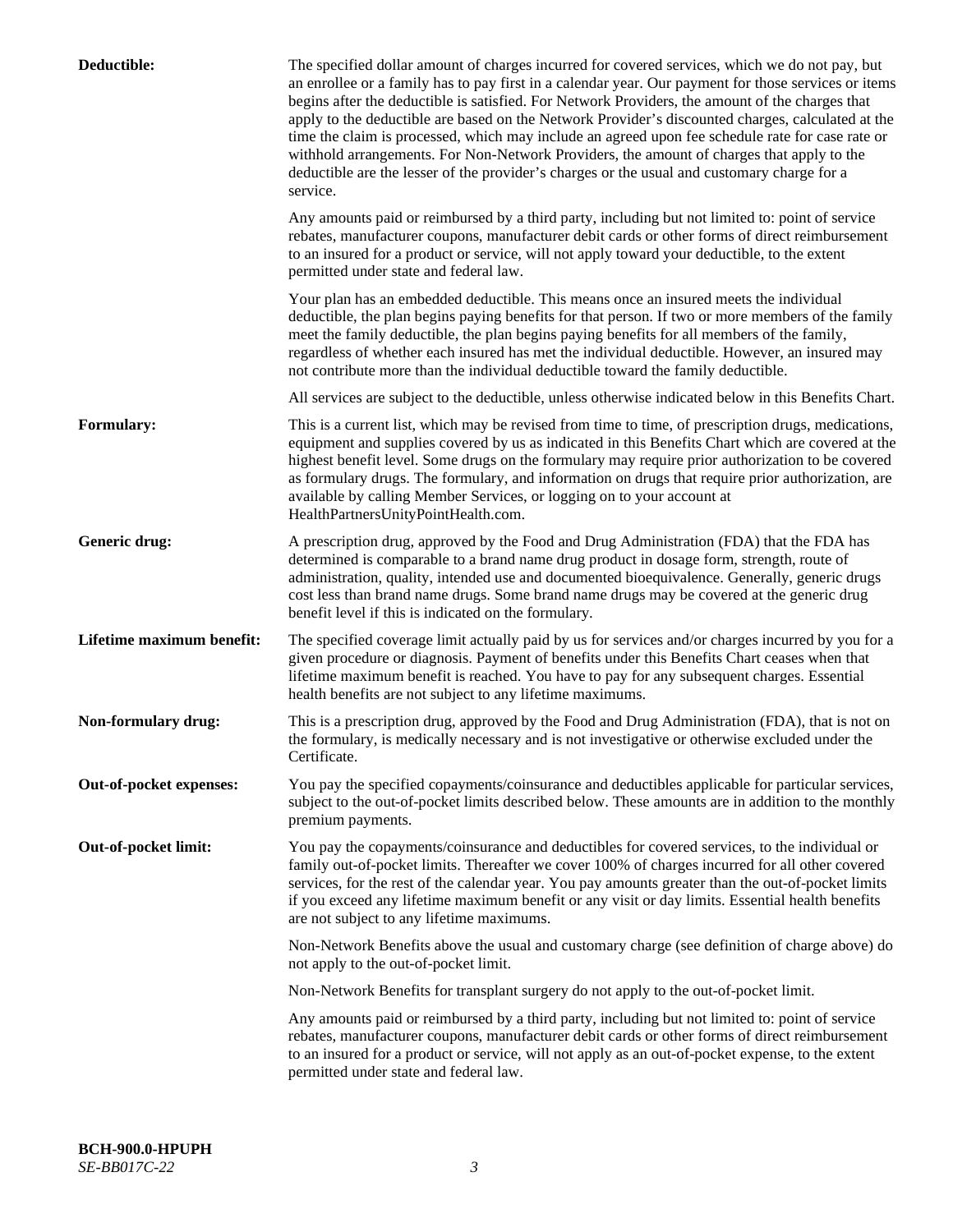**Deductible:** The specified dollar amount of charges incurred for covered services, which we do not pay, but an enrollee or a family has to pay first in a calendar year. Our payment for those services or items begins after the deductible is satisfied. For Network Providers, the amount of the charges that apply to the deductible are based on the Network Provider's discounted charges, calculated at the time the claim is processed, which may include an agreed upon fee schedule rate for case rate or withhold arrangements. For Non-Network Providers, the amount of charges that apply to the deductible are the lesser of the provider's charges or the usual and customary charge for a service.

Any amounts paid or reimbursed by a third party, including but not limited to: point of service rebates, manufacturer coupons, manufacturer debit cards or other forms of direct reimbursement to an insured for a product or service, will not apply toward your deductible, to the extent permitted under state and federal law.

Your plan has an embedded deductible. This means once an insured meets the individual deductible, the plan begins paying benefits for that person. If two or more members of the family meet the family deductible, the plan begins paying benefits for all members of the family, regardless of whether each insured has met the individual deductible. However, an insured may not contribute more than the individual deductible toward the family deductible.

All services are subject to the deductible, unless otherwise indicated below in this Benefits Chart.

**Formulary:** This is a current list, which may be revised from time to time, of prescription drugs, medications, equipment and supplies covered by us as indicated in this Benefits Chart which are covered at the highest benefit level. Some drugs on the formulary may require prior authorization to be covered as formulary drugs. The formulary, and information on drugs that require prior authorization, are available by calling Member Services, or logging on to your account at HealthPartnersUnityPointHealth.com.

**Generic drug:** A prescription drug, approved by the Food and Drug Administration (FDA) that the FDA has determined is comparable to a brand name drug product in dosage form, strength, route of administration, quality, intended use and documented bioequivalence. Generally, generic drugs cost less than brand name drugs. Some brand name drugs may be covered at the generic drug benefit level if this is indicated on the formulary.

**Lifetime maximum benefit:** The specified coverage limit actually paid by us for services and/or charges incurred by you for a given procedure or diagnosis. Payment of benefits under this Benefits Chart ceases when that lifetime maximum benefit is reached. You have to pay for any subsequent charges. Essential health benefits are not subject to any lifetime maximums.

**Non-formulary drug:** This is a prescription drug, approved by the Food and Drug Administration (FDA), that is not on the formulary, is medically necessary and is not investigative or otherwise excluded under the Certificate.

**Out-of-pocket expenses:** You pay the specified copayments/coinsurance and deductibles applicable for particular services, subject to the out-of-pocket limits described below. These amounts are in addition to the monthly premium payments.

**Out-of-pocket limit:** You pay the copayments/coinsurance and deductibles for covered services, to the individual or family out-of-pocket limits. Thereafter we cover 100% of charges incurred for all other covered services, for the rest of the calendar year. You pay amounts greater than the out-of-pocket limits if you exceed any lifetime maximum benefit or any visit or day limits. Essential health benefits are not subject to any lifetime maximums.

Non-Network Benefits above the usual and customary charge (see definition of charge above) do not apply to the out-of-pocket limit.

Non-Network Benefits for transplant surgery do not apply to the out-of-pocket limit.

Any amounts paid or reimbursed by a third party, including but not limited to: point of service rebates, manufacturer coupons, manufacturer debit cards or other forms of direct reimbursement to an insured for a product or service, will not apply as an out-of-pocket expense, to the extent permitted under state and federal law.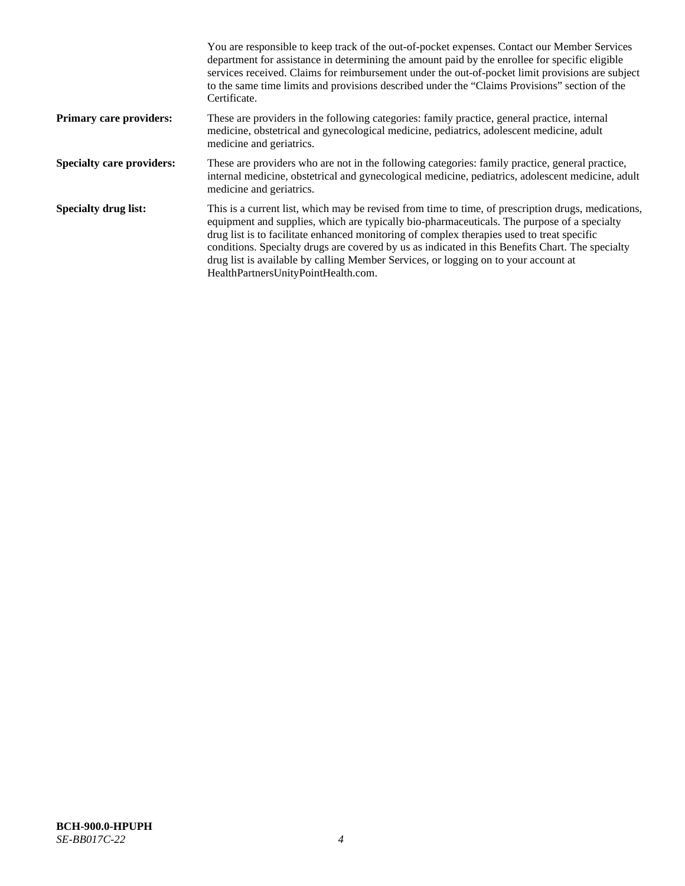You are responsible to keep track of the out-of-pocket expenses. Contact our Member Services department for assistance in determining the amount paid by the enrollee for specific eligible services received. Claims for reimbursement under the out-of-pocket limit provisions are subject to the same time limits and provisions described under the "Claims Provisions" section of the Certificate.

**Primary care providers:** These are providers in the following categories: family practice, general practice, internal medicine, obstetrical and gynecological medicine, pediatrics, adolescent medicine, adult medicine and geriatrics.

**Specialty care providers:** These are providers who are not in the following categories: family practice, general practice, internal medicine, obstetrical and gynecological medicine, pediatrics, adolescent medicine, adult medicine and geriatrics.

**Specialty drug list:** This is a current list, which may be revised from time to time, of prescription drugs, medications, equipment and supplies, which are typically bio-pharmaceuticals. The purpose of a specialty drug list is to facilitate enhanced monitoring of complex therapies used to treat specific conditions. Specialty drugs are covered by us as indicated in this Benefits Chart. The specialty drug list is available by calling Member Services, or logging on to your account at HealthPartnersUnityPointHealth.com.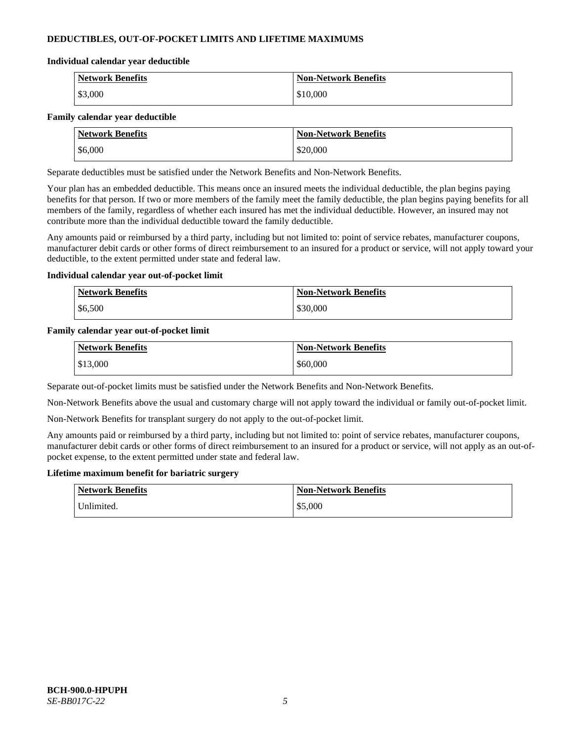## DEDUCTIBLES, OUT-OF-POCKET LIMITS AND LIFETIME MAXIMUMS

### Individual calendar year deductible

| Network Benefits | Non-Network Benefits |
|---|---|
| $3,000 | $10,000 |

### Family calendar year deductible

| Network Benefits | Non-Network Benefits |
|---|---|
| $6,000 | $20,000 |

Separate deductibles must be satisfied under the Network Benefits and Non-Network Benefits.

Your plan has an embedded deductible. This means once an insured meets the individual deductible, the plan begins paying benefits for that person. If two or more members of the family meet the family deductible, the plan begins paying benefits for all members of the family, regardless of whether each insured has met the individual deductible. However, an insured may not contribute more than the individual deductible toward the family deductible.

Any amounts paid or reimbursed by a third party, including but not limited to: point of service rebates, manufacturer coupons, manufacturer debit cards or other forms of direct reimbursement to an insured for a product or service, will not apply toward your deductible, to the extent permitted under state and federal law.

### Individual calendar year out-of-pocket limit

| Network Benefits | Non-Network Benefits |
|---|---|
| $6,500 | $30,000 |

### Family calendar year out-of-pocket limit

| Network Benefits | Non-Network Benefits |
|---|---|
| $13,000 | $60,000 |

Separate out-of-pocket limits must be satisfied under the Network Benefits and Non-Network Benefits.

Non-Network Benefits above the usual and customary charge will not apply toward the individual or family out-of-pocket limit.

Non-Network Benefits for transplant surgery do not apply to the out-of-pocket limit.

Any amounts paid or reimbursed by a third party, including but not limited to: point of service rebates, manufacturer coupons, manufacturer debit cards or other forms of direct reimbursement to an insured for a product or service, will not apply as an out-of-pocket expense, to the extent permitted under state and federal law.

### Lifetime maximum benefit for bariatric surgery

| Network Benefits | Non-Network Benefits |
|---|---|
| Unlimited. | $5,000 |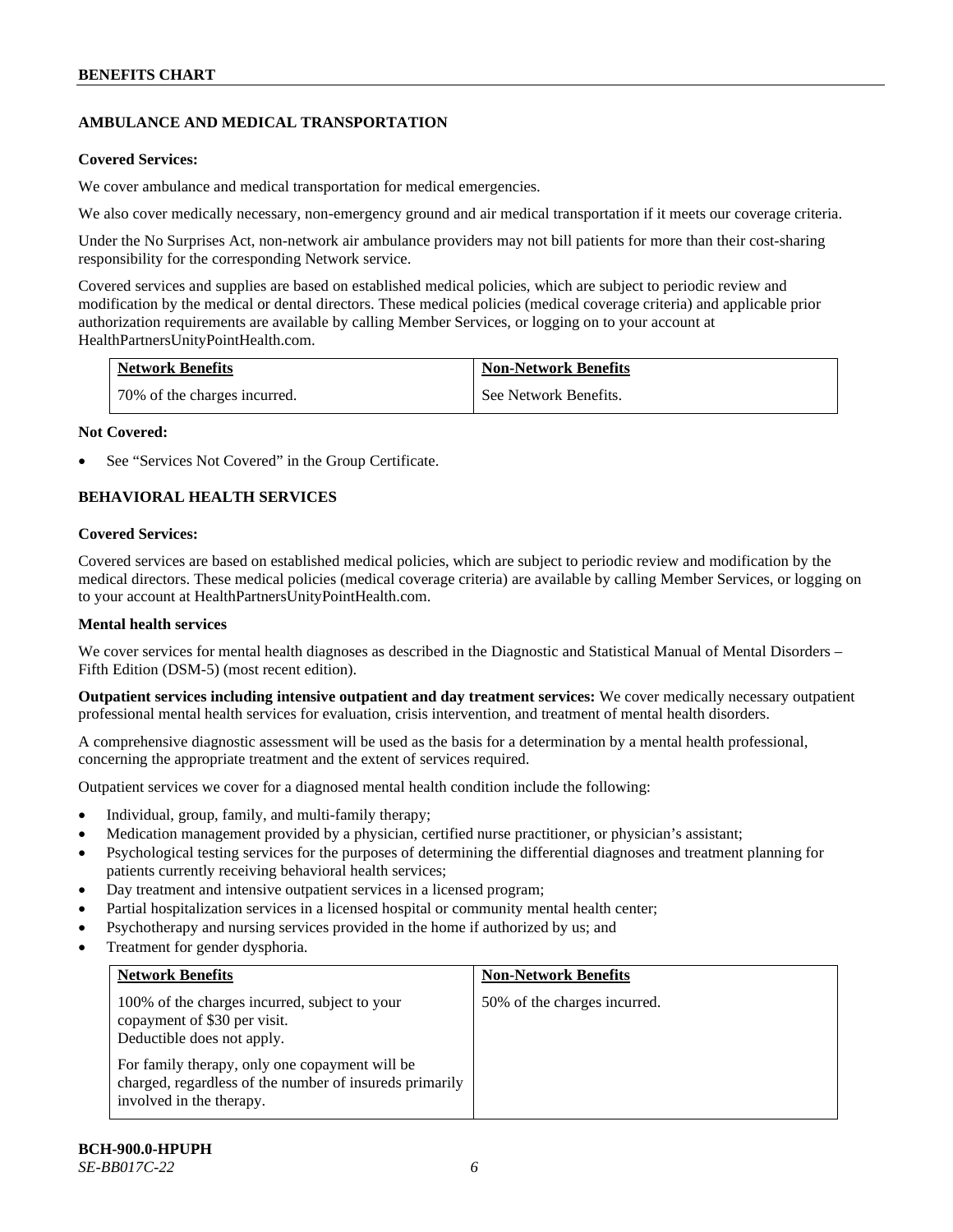## AMBULANCE AND MEDICAL TRANSPORTATION

**Covered Services:**

We cover ambulance and medical transportation for medical emergencies.

We also cover medically necessary, non-emergency ground and air medical transportation if it meets our coverage criteria.

Under the No Surprises Act, non-network air ambulance providers may not bill patients for more than their cost-sharing responsibility for the corresponding Network service.

Covered services and supplies are based on established medical policies, which are subject to periodic review and modification by the medical or dental directors. These medical policies (medical coverage criteria) and applicable prior authorization requirements are available by calling Member Services, or logging on to your account at HealthPartnersUnityPointHealth.com.

| Network Benefits | Non-Network Benefits |
| --- | --- |
| 70% of the charges incurred. | See Network Benefits. |

**Not Covered:**

- See "Services Not Covered" in the Group Certificate.

## BEHAVIORAL HEALTH SERVICES

**Covered Services:**

Covered services are based on established medical policies, which are subject to periodic review and modification by the medical directors. These medical policies (medical coverage criteria) are available by calling Member Services, or logging on to your account at HealthPartnersUnityPointHealth.com.

**Mental health services**

We cover services for mental health diagnoses as described in the Diagnostic and Statistical Manual of Mental Disorders – Fifth Edition (DSM-5) (most recent edition).

**Outpatient services including intensive outpatient and day treatment services:** We cover medically necessary outpatient professional mental health services for evaluation, crisis intervention, and treatment of mental health disorders.

A comprehensive diagnostic assessment will be used as the basis for a determination by a mental health professional, concerning the appropriate treatment and the extent of services required.

Outpatient services we cover for a diagnosed mental health condition include the following:

- Individual, group, family, and multi-family therapy;
- Medication management provided by a physician, certified nurse practitioner, or physician's assistant;
- Psychological testing services for the purposes of determining the differential diagnoses and treatment planning for patients currently receiving behavioral health services;
- Day treatment and intensive outpatient services in a licensed program;
- Partial hospitalization services in a licensed hospital or community mental health center;
- Psychotherapy and nursing services provided in the home if authorized by us; and
- Treatment for gender dysphoria.

| Network Benefits | Non-Network Benefits |
| --- | --- |
| 100% of the charges incurred, subject to your copayment of $30 per visit. Deductible does not apply.<br><br>For family therapy, only one copayment will be charged, regardless of the number of insureds primarily involved in the therapy. | 50% of the charges incurred. |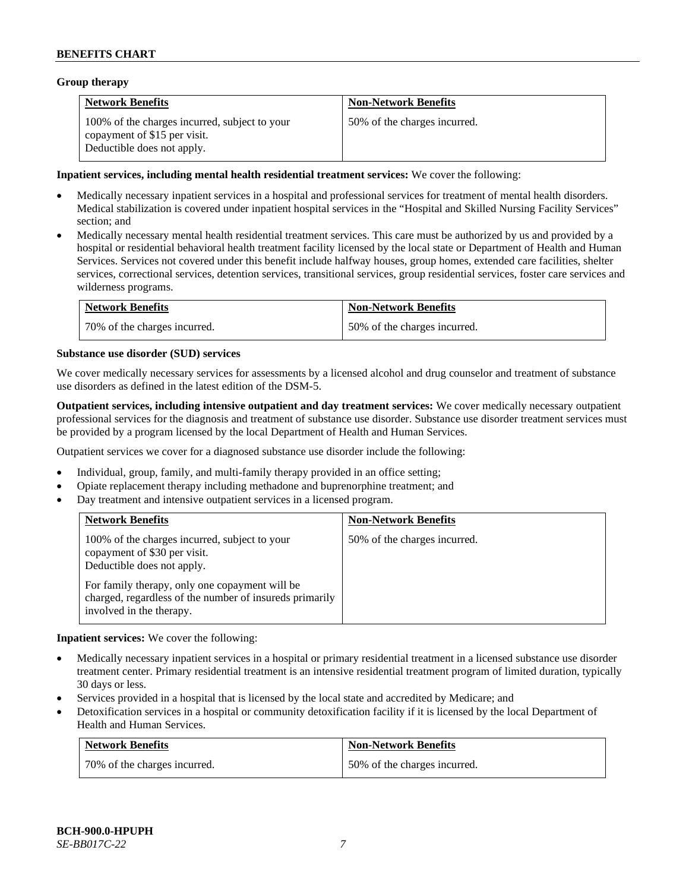**Group therapy**

| Network Benefits | Non-Network Benefits |
| --- | --- |
| 100% of the charges incurred, subject to your copayment of $15 per visit. Deductible does not apply. | 50% of the charges incurred. |

**Inpatient services, including mental health residential treatment services:** We cover the following:

- Medically necessary inpatient services in a hospital and professional services for treatment of mental health disorders. Medical stabilization is covered under inpatient hospital services in the "Hospital and Skilled Nursing Facility Services" section; and
- Medically necessary mental health residential treatment services. This care must be authorized by us and provided by a hospital or residential behavioral health treatment facility licensed by the local state or Department of Health and Human Services. Services not covered under this benefit include halfway houses, group homes, extended care facilities, shelter services, correctional services, detention services, transitional services, group residential services, foster care services and wilderness programs.

| Network Benefits | Non-Network Benefits |
| --- | --- |
| 70% of the charges incurred. | 50% of the charges incurred. |

**Substance use disorder (SUD) services**

We cover medically necessary services for assessments by a licensed alcohol and drug counselor and treatment of substance use disorders as defined in the latest edition of the DSM-5.

**Outpatient services, including intensive outpatient and day treatment services:** We cover medically necessary outpatient professional services for the diagnosis and treatment of substance use disorder. Substance use disorder treatment services must be provided by a program licensed by the local Department of Health and Human Services.

Outpatient services we cover for a diagnosed substance use disorder include the following:

- Individual, group, family, and multi-family therapy provided in an office setting;
- Opiate replacement therapy including methadone and buprenorphine treatment; and
- Day treatment and intensive outpatient services in a licensed program.

| Network Benefits | Non-Network Benefits |
| --- | --- |
| 100% of the charges incurred, subject to your copayment of $30 per visit. Deductible does not apply.<br><br>For family therapy, only one copayment will be charged, regardless of the number of insureds primarily involved in the therapy. | 50% of the charges incurred. |

**Inpatient services:** We cover the following:

- Medically necessary inpatient services in a hospital or primary residential treatment in a licensed substance use disorder treatment center. Primary residential treatment is an intensive residential treatment program of limited duration, typically 30 days or less.
- Services provided in a hospital that is licensed by the local state and accredited by Medicare; and
- Detoxification services in a hospital or community detoxification facility if it is licensed by the local Department of Health and Human Services.

| Network Benefits | Non-Network Benefits |
| --- | --- |
| 70% of the charges incurred. | 50% of the charges incurred. |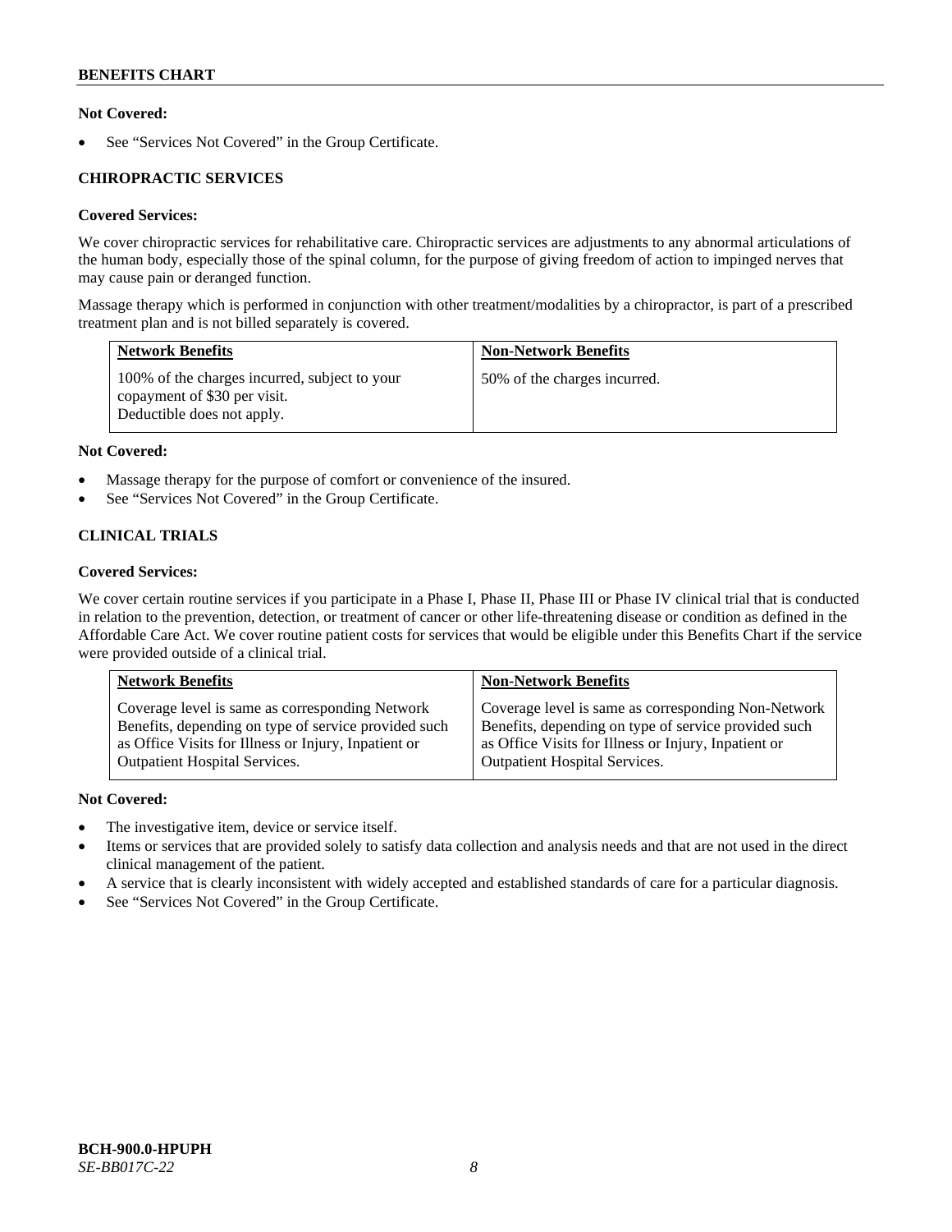**Not Covered:**

- See "Services Not Covered" in the Group Certificate.

### CHIROPRACTIC SERVICES

**Covered Services:**

We cover chiropractic services for rehabilitative care. Chiropractic services are adjustments to any abnormal articulations of the human body, especially those of the spinal column, for the purpose of giving freedom of action to impinged nerves that may cause pain or deranged function.

Massage therapy which is performed in conjunction with other treatment/modalities by a chiropractor, is part of a prescribed treatment plan and is not billed separately is covered.

| Network Benefits | Non-Network Benefits |
| --- | --- |
| 100% of the charges incurred, subject to your copayment of $30 per visit. Deductible does not apply. | 50% of the charges incurred. |

**Not Covered:**

- Massage therapy for the purpose of comfort or convenience of the insured.
- See "Services Not Covered" in the Group Certificate.

### CLINICAL TRIALS

**Covered Services:**

We cover certain routine services if you participate in a Phase I, Phase II, Phase III or Phase IV clinical trial that is conducted in relation to the prevention, detection, or treatment of cancer or other life-threatening disease or condition as defined in the Affordable Care Act. We cover routine patient costs for services that would be eligible under this Benefits Chart if the service were provided outside of a clinical trial.

| Network Benefits | Non-Network Benefits |
| --- | --- |
| Coverage level is same as corresponding Network Benefits, depending on type of service provided such as Office Visits for Illness or Injury, Inpatient or Outpatient Hospital Services. | Coverage level is same as corresponding Non-Network Benefits, depending on type of service provided such as Office Visits for Illness or Injury, Inpatient or Outpatient Hospital Services. |

**Not Covered:**

- The investigative item, device or service itself.
- Items or services that are provided solely to satisfy data collection and analysis needs and that are not used in the direct clinical management of the patient.
- A service that is clearly inconsistent with widely accepted and established standards of care for a particular diagnosis.
- See "Services Not Covered" in the Group Certificate.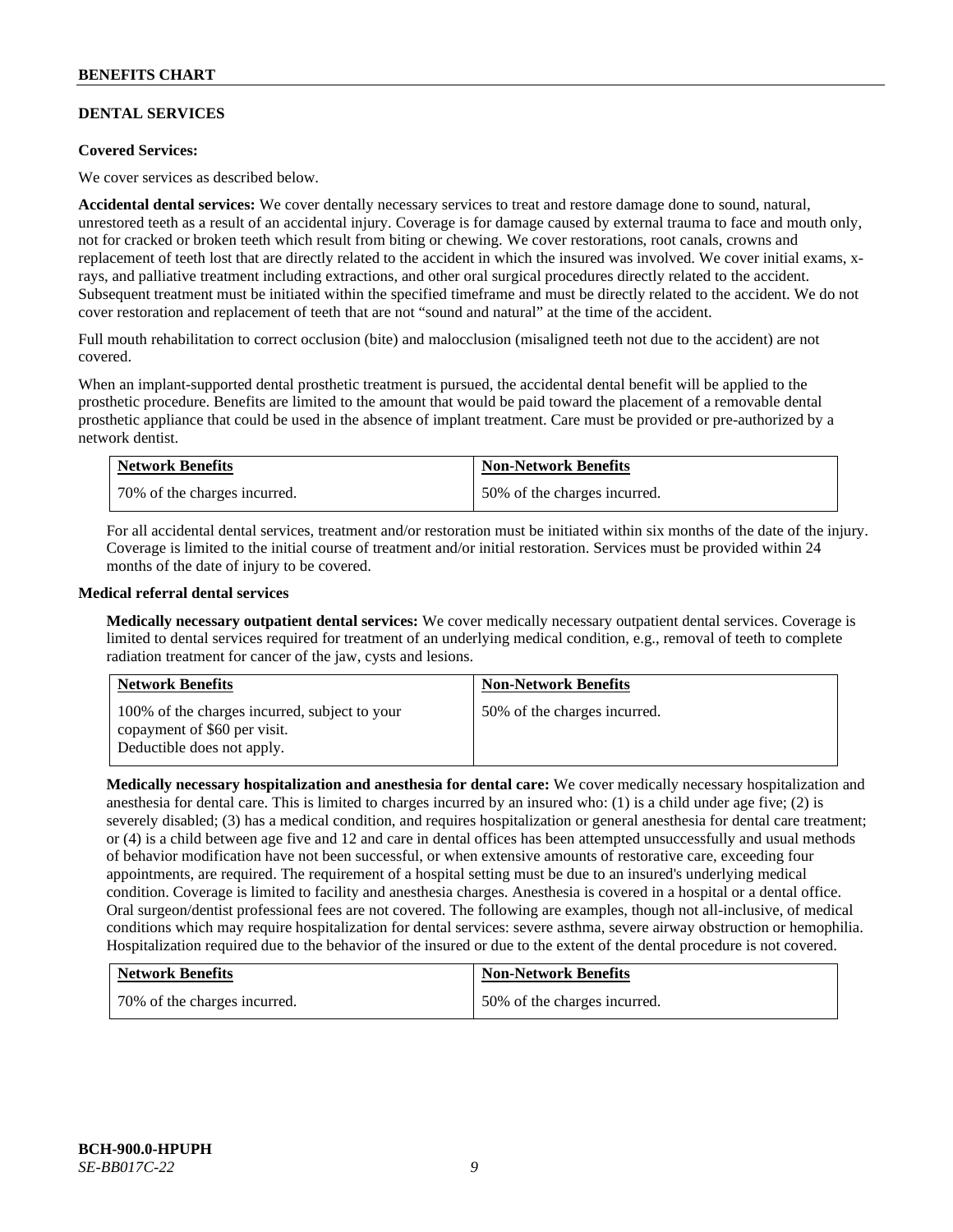## DENTAL SERVICES

**Covered Services:**

We cover services as described below.

**Accidental dental services:** We cover dentally necessary services to treat and restore damage done to sound, natural, unrestored teeth as a result of an accidental injury. Coverage is for damage caused by external trauma to face and mouth only, not for cracked or broken teeth which result from biting or chewing. We cover restorations, root canals, crowns and replacement of teeth lost that are directly related to the accident in which the insured was involved. We cover initial exams, x-rays, and palliative treatment including extractions, and other oral surgical procedures directly related to the accident. Subsequent treatment must be initiated within the specified timeframe and must be directly related to the accident. We do not cover restoration and replacement of teeth that are not "sound and natural" at the time of the accident.

Full mouth rehabilitation to correct occlusion (bite) and malocclusion (misaligned teeth not due to the accident) are not covered.

When an implant-supported dental prosthetic treatment is pursued, the accidental dental benefit will be applied to the prosthetic procedure. Benefits are limited to the amount that would be paid toward the placement of a removable dental prosthetic appliance that could be used in the absence of implant treatment. Care must be provided or pre-authorized by a network dentist.

| Network Benefits | Non-Network Benefits |
|---|---|
| 70% of the charges incurred. | 50% of the charges incurred. |

For all accidental dental services, treatment and/or restoration must be initiated within six months of the date of the injury. Coverage is limited to the initial course of treatment and/or initial restoration. Services must be provided within 24 months of the date of injury to be covered.

**Medical referral dental services**

**Medically necessary outpatient dental services:** We cover medically necessary outpatient dental services. Coverage is limited to dental services required for treatment of an underlying medical condition, e.g., removal of teeth to complete radiation treatment for cancer of the jaw, cysts and lesions.

| Network Benefits | Non-Network Benefits |
|---|---|
| 100% of the charges incurred, subject to your copayment of $60 per visit. Deductible does not apply. | 50% of the charges incurred. |

**Medically necessary hospitalization and anesthesia for dental care:** We cover medically necessary hospitalization and anesthesia for dental care. This is limited to charges incurred by an insured who: (1) is a child under age five; (2) is severely disabled; (3) has a medical condition, and requires hospitalization or general anesthesia for dental care treatment; or (4) is a child between age five and 12 and care in dental offices has been attempted unsuccessfully and usual methods of behavior modification have not been successful, or when extensive amounts of restorative care, exceeding four appointments, are required. The requirement of a hospital setting must be due to an insured's underlying medical condition. Coverage is limited to facility and anesthesia charges. Anesthesia is covered in a hospital or a dental office. Oral surgeon/dentist professional fees are not covered. The following are examples, though not all-inclusive, of medical conditions which may require hospitalization for dental services: severe asthma, severe airway obstruction or hemophilia. Hospitalization required due to the behavior of the insured or due to the extent of the dental procedure is not covered.

| Network Benefits | Non-Network Benefits |
|---|---|
| 70% of the charges incurred. | 50% of the charges incurred. |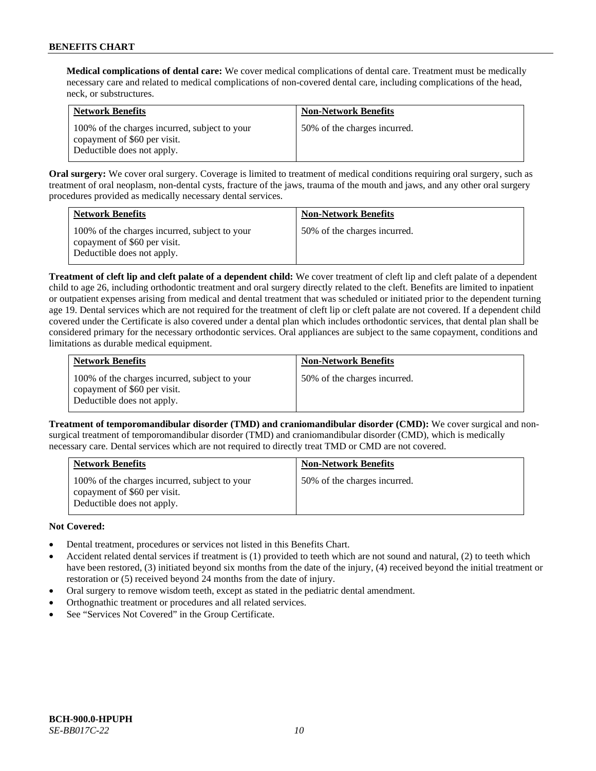**Medical complications of dental care:** We cover medical complications of dental care. Treatment must be medically necessary care and related to medical complications of non-covered dental care, including complications of the head, neck, or substructures.

| Network Benefits | Non-Network Benefits |
| --- | --- |
| 100% of the charges incurred, subject to your copayment of $60 per visit. Deductible does not apply. | 50% of the charges incurred. |

**Oral surgery:** We cover oral surgery. Coverage is limited to treatment of medical conditions requiring oral surgery, such as treatment of oral neoplasm, non-dental cysts, fracture of the jaws, trauma of the mouth and jaws, and any other oral surgery procedures provided as medically necessary dental services.

| Network Benefits | Non-Network Benefits |
| --- | --- |
| 100% of the charges incurred, subject to your copayment of $60 per visit. Deductible does not apply. | 50% of the charges incurred. |

**Treatment of cleft lip and cleft palate of a dependent child:** We cover treatment of cleft lip and cleft palate of a dependent child to age 26, including orthodontic treatment and oral surgery directly related to the cleft. Benefits are limited to inpatient or outpatient expenses arising from medical and dental treatment that was scheduled or initiated prior to the dependent turning age 19. Dental services which are not required for the treatment of cleft lip or cleft palate are not covered. If a dependent child covered under the Certificate is also covered under a dental plan which includes orthodontic services, that dental plan shall be considered primary for the necessary orthodontic services. Oral appliances are subject to the same copayment, conditions and limitations as durable medical equipment.

| Network Benefits | Non-Network Benefits |
| --- | --- |
| 100% of the charges incurred, subject to your copayment of $60 per visit. Deductible does not apply. | 50% of the charges incurred. |

**Treatment of temporomandibular disorder (TMD) and craniomandibular disorder (CMD):** We cover surgical and non-surgical treatment of temporomandibular disorder (TMD) and craniomandibular disorder (CMD), which is medically necessary care. Dental services which are not required to directly treat TMD or CMD are not covered.

| Network Benefits | Non-Network Benefits |
| --- | --- |
| 100% of the charges incurred, subject to your copayment of $60 per visit. Deductible does not apply. | 50% of the charges incurred. |

**Not Covered:**

- Dental treatment, procedures or services not listed in this Benefits Chart.
- Accident related dental services if treatment is (1) provided to teeth which are not sound and natural, (2) to teeth which have been restored, (3) initiated beyond six months from the date of the injury, (4) received beyond the initial treatment or restoration or (5) received beyond 24 months from the date of injury.
- Oral surgery to remove wisdom teeth, except as stated in the pediatric dental amendment.
- Orthognathic treatment or procedures and all related services.
- See "Services Not Covered" in the Group Certificate.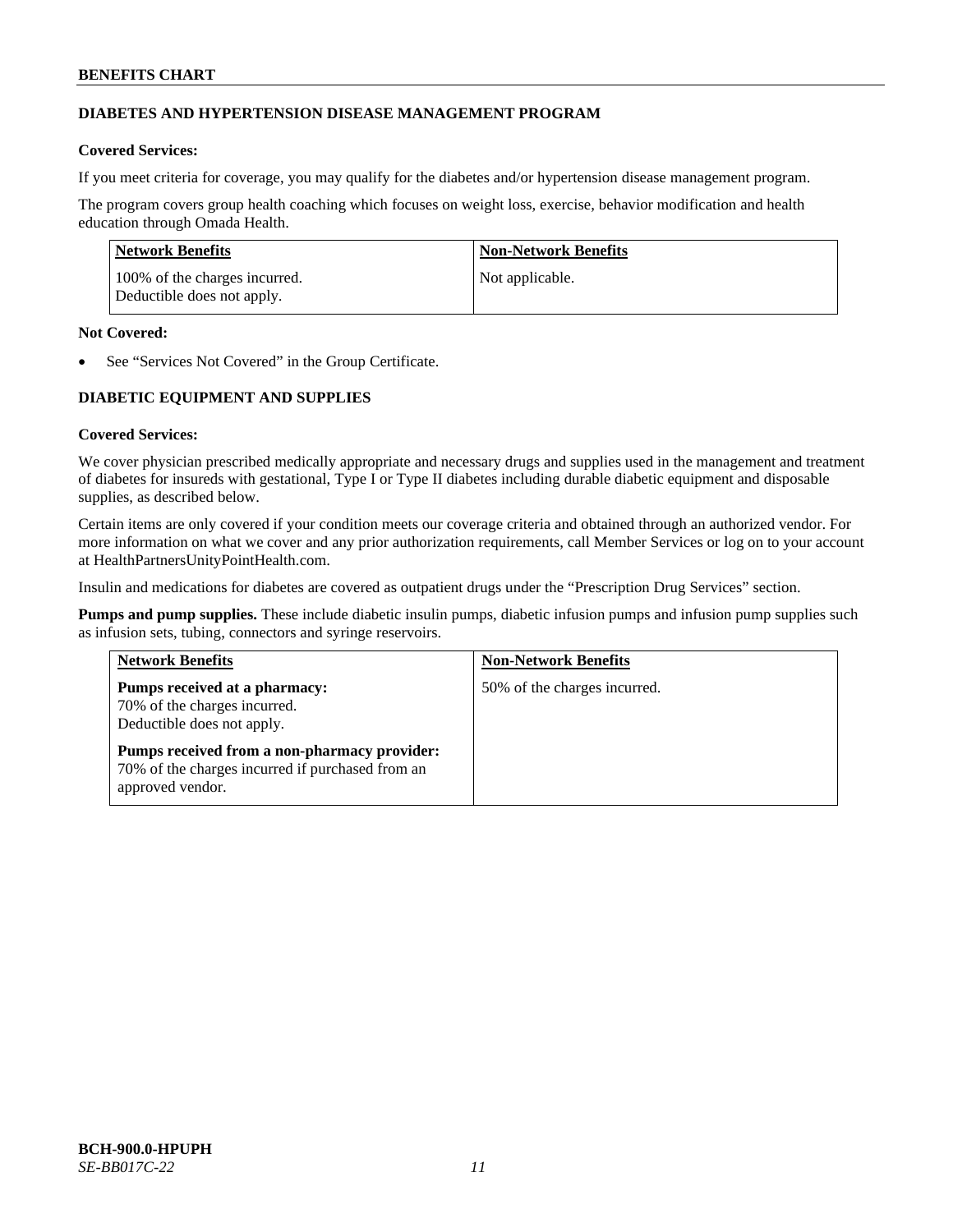## DIABETES AND HYPERTENSION DISEASE MANAGEMENT PROGRAM

**Covered Services:**

If you meet criteria for coverage, you may qualify for the diabetes and/or hypertension disease management program.

The program covers group health coaching which focuses on weight loss, exercise, behavior modification and health education through Omada Health.

| Network Benefits | Non-Network Benefits |
|---|---|
| 100% of the charges incurred.<br>Deductible does not apply. | Not applicable. |

**Not Covered:**

- See "Services Not Covered" in the Group Certificate.

## DIABETIC EQUIPMENT AND SUPPLIES

**Covered Services:**

We cover physician prescribed medically appropriate and necessary drugs and supplies used in the management and treatment of diabetes for insureds with gestational, Type I or Type II diabetes including durable diabetic equipment and disposable supplies, as described below.

Certain items are only covered if your condition meets our coverage criteria and obtained through an authorized vendor. For more information on what we cover and any prior authorization requirements, call Member Services or log on to your account at HealthPartnersUnityPointHealth.com.

Insulin and medications for diabetes are covered as outpatient drugs under the "Prescription Drug Services" section.

**Pumps and pump supplies.** These include diabetic insulin pumps, diabetic infusion pumps and infusion pump supplies such as infusion sets, tubing, connectors and syringe reservoirs.

| Network Benefits | Non-Network Benefits |
|---|---|
| **Pumps received at a pharmacy:**<br>70% of the charges incurred.<br>Deductible does not apply.<br><br>**Pumps received from a non-pharmacy provider:**<br>70% of the charges incurred if purchased from an approved vendor. | 50% of the charges incurred. |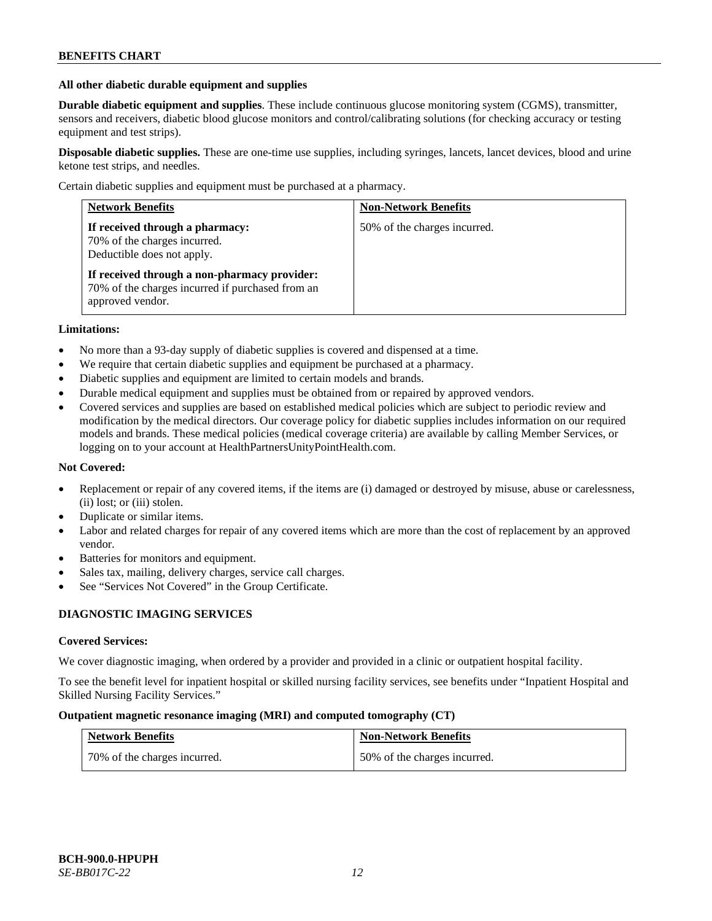### All other diabetic durable equipment and supplies

**Durable diabetic equipment and supplies**. These include continuous glucose monitoring system (CGMS), transmitter, sensors and receivers, diabetic blood glucose monitors and control/calibrating solutions (for checking accuracy or testing equipment and test strips).

**Disposable diabetic supplies.** These are one-time use supplies, including syringes, lancets, lancet devices, blood and urine ketone test strips, and needles.

Certain diabetic supplies and equipment must be purchased at a pharmacy.

| Network Benefits | Non-Network Benefits |
| --- | --- |
| **If received through a pharmacy:** 70% of the charges incurred. Deductible does not apply.<br><br>**If received through a non-pharmacy provider:** 70% of the charges incurred if purchased from an approved vendor. | 50% of the charges incurred. |

**Limitations:**

- No more than a 93-day supply of diabetic supplies is covered and dispensed at a time.
- We require that certain diabetic supplies and equipment be purchased at a pharmacy.
- Diabetic supplies and equipment are limited to certain models and brands.
- Durable medical equipment and supplies must be obtained from or repaired by approved vendors.
- Covered services and supplies are based on established medical policies which are subject to periodic review and modification by the medical directors. Our coverage policy for diabetic supplies includes information on our required models and brands. These medical policies (medical coverage criteria) are available by calling Member Services, or logging on to your account at HealthPartnersUnityPointHealth.com.

**Not Covered:**

- Replacement or repair of any covered items, if the items are (i) damaged or destroyed by misuse, abuse or carelessness, (ii) lost; or (iii) stolen.
- Duplicate or similar items.
- Labor and related charges for repair of any covered items which are more than the cost of replacement by an approved vendor.
- Batteries for monitors and equipment.
- Sales tax, mailing, delivery charges, service call charges.
- See "Services Not Covered" in the Group Certificate.

## DIAGNOSTIC IMAGING SERVICES

**Covered Services:**

We cover diagnostic imaging, when ordered by a provider and provided in a clinic or outpatient hospital facility.

To see the benefit level for inpatient hospital or skilled nursing facility services, see benefits under "Inpatient Hospital and Skilled Nursing Facility Services."

**Outpatient magnetic resonance imaging (MRI) and computed tomography (CT)**

| Network Benefits | Non-Network Benefits |
| --- | --- |
| 70% of the charges incurred. | 50% of the charges incurred. |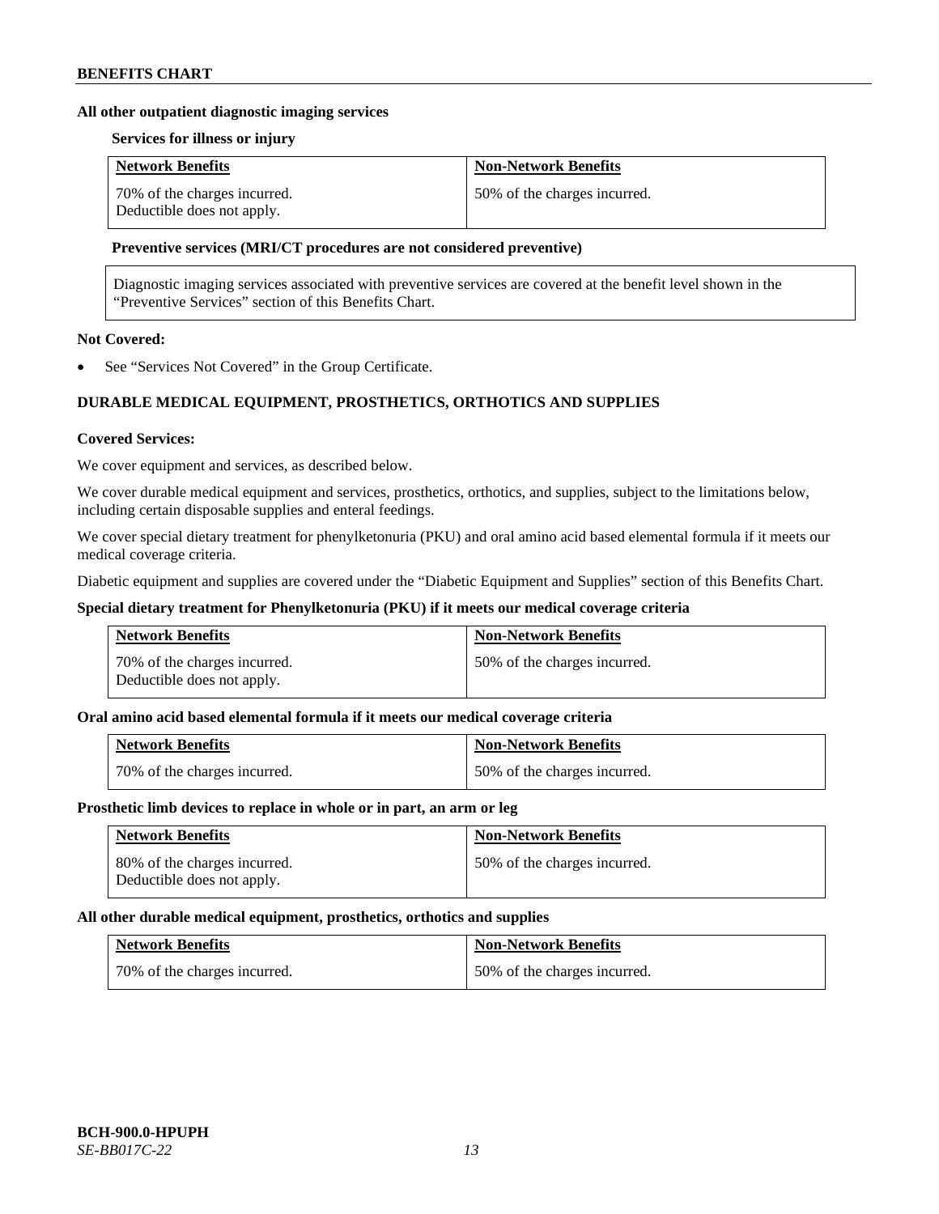### All other outpatient diagnostic imaging services

#### Services for illness or injury

| Network Benefits | Non-Network Benefits |
|---|---|
| 70% of the charges incurred. Deductible does not apply. | 50% of the charges incurred. |

#### Preventive services (MRI/CT procedures are not considered preventive)

Diagnostic imaging services associated with preventive services are covered at the benefit level shown in the "Preventive Services" section of this Benefits Chart.

**Not Covered:**

- See "Services Not Covered" in the Group Certificate.

## DURABLE MEDICAL EQUIPMENT, PROSTHETICS, ORTHOTICS AND SUPPLIES

**Covered Services:**

We cover equipment and services, as described below.

We cover durable medical equipment and services, prosthetics, orthotics, and supplies, subject to the limitations below, including certain disposable supplies and enteral feedings.

We cover special dietary treatment for phenylketonuria (PKU) and oral amino acid based elemental formula if it meets our medical coverage criteria.

Diabetic equipment and supplies are covered under the "Diabetic Equipment and Supplies" section of this Benefits Chart.

### Special dietary treatment for Phenylketonuria (PKU) if it meets our medical coverage criteria

| Network Benefits | Non-Network Benefits |
|---|---|
| 70% of the charges incurred. Deductible does not apply. | 50% of the charges incurred. |

### Oral amino acid based elemental formula if it meets our medical coverage criteria

| Network Benefits | Non-Network Benefits |
|---|---|
| 70% of the charges incurred. | 50% of the charges incurred. |

### Prosthetic limb devices to replace in whole or in part, an arm or leg

| Network Benefits | Non-Network Benefits |
|---|---|
| 80% of the charges incurred. Deductible does not apply. | 50% of the charges incurred. |

### All other durable medical equipment, prosthetics, orthotics and supplies

| Network Benefits | Non-Network Benefits |
|---|---|
| 70% of the charges incurred. | 50% of the charges incurred. |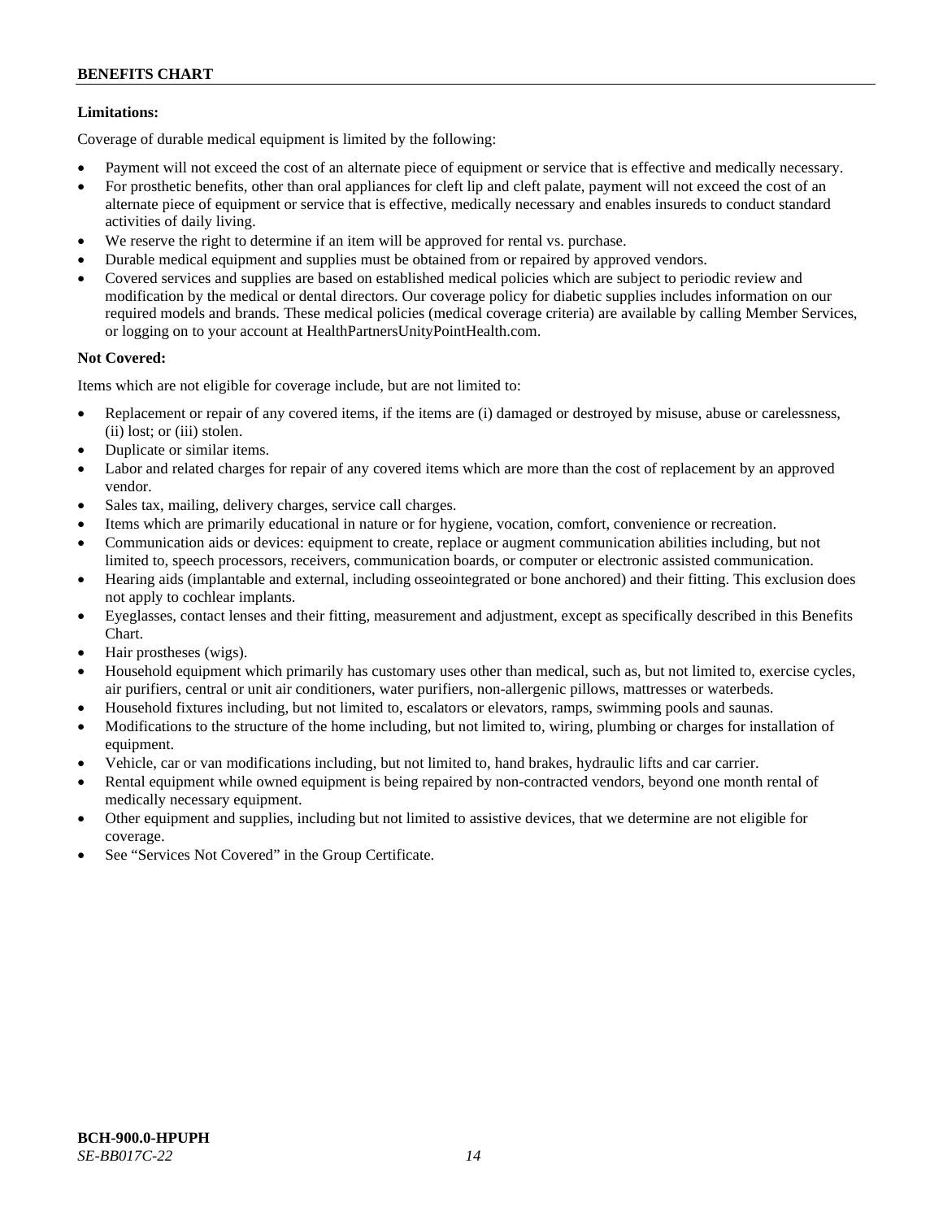**Limitations:**

Coverage of durable medical equipment is limited by the following:

- Payment will not exceed the cost of an alternate piece of equipment or service that is effective and medically necessary.
- For prosthetic benefits, other than oral appliances for cleft lip and cleft palate, payment will not exceed the cost of an alternate piece of equipment or service that is effective, medically necessary and enables insureds to conduct standard activities of daily living.
- We reserve the right to determine if an item will be approved for rental vs. purchase.
- Durable medical equipment and supplies must be obtained from or repaired by approved vendors.
- Covered services and supplies are based on established medical policies which are subject to periodic review and modification by the medical or dental directors. Our coverage policy for diabetic supplies includes information on our required models and brands. These medical policies (medical coverage criteria) are available by calling Member Services, or logging on to your account at HealthPartnersUnityPointHealth.com.

**Not Covered:**

Items which are not eligible for coverage include, but are not limited to:

- Replacement or repair of any covered items, if the items are (i) damaged or destroyed by misuse, abuse or carelessness, (ii) lost; or (iii) stolen.
- Duplicate or similar items.
- Labor and related charges for repair of any covered items which are more than the cost of replacement by an approved vendor.
- Sales tax, mailing, delivery charges, service call charges.
- Items which are primarily educational in nature or for hygiene, vocation, comfort, convenience or recreation.
- Communication aids or devices: equipment to create, replace or augment communication abilities including, but not limited to, speech processors, receivers, communication boards, or computer or electronic assisted communication.
- Hearing aids (implantable and external, including osseointegrated or bone anchored) and their fitting. This exclusion does not apply to cochlear implants.
- Eyeglasses, contact lenses and their fitting, measurement and adjustment, except as specifically described in this Benefits Chart.
- Hair prostheses (wigs).
- Household equipment which primarily has customary uses other than medical, such as, but not limited to, exercise cycles, air purifiers, central or unit air conditioners, water purifiers, non-allergenic pillows, mattresses or waterbeds.
- Household fixtures including, but not limited to, escalators or elevators, ramps, swimming pools and saunas.
- Modifications to the structure of the home including, but not limited to, wiring, plumbing or charges for installation of equipment.
- Vehicle, car or van modifications including, but not limited to, hand brakes, hydraulic lifts and car carrier.
- Rental equipment while owned equipment is being repaired by non-contracted vendors, beyond one month rental of medically necessary equipment.
- Other equipment and supplies, including but not limited to assistive devices, that we determine are not eligible for coverage.
- See "Services Not Covered" in the Group Certificate.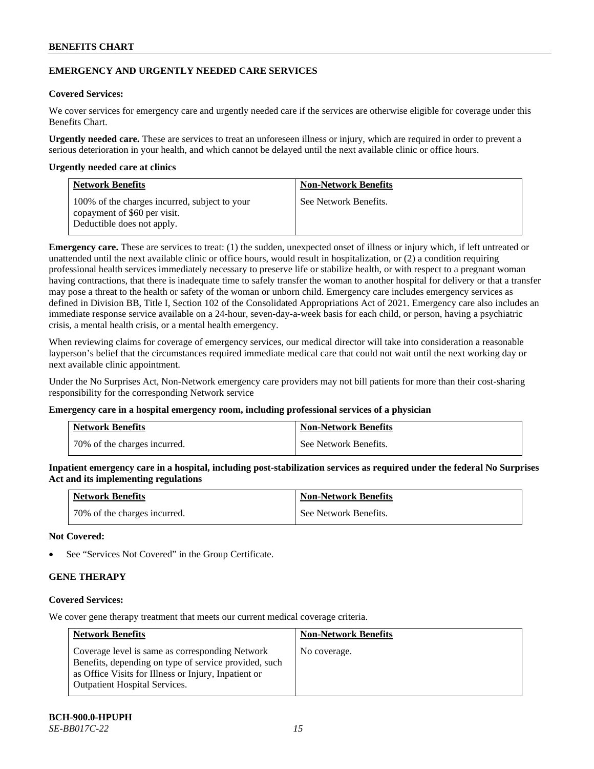## EMERGENCY AND URGENTLY NEEDED CARE SERVICES

**Covered Services:**

We cover services for emergency care and urgently needed care if the services are otherwise eligible for coverage under this Benefits Chart.

**Urgently needed care.** These are services to treat an unforeseen illness or injury, which are required in order to prevent a serious deterioration in your health, and which cannot be delayed until the next available clinic or office hours.

**Urgently needed care at clinics**

| Network Benefits | Non-Network Benefits |
|---|---|
| 100% of the charges incurred, subject to your copayment of $60 per visit. Deductible does not apply. | See Network Benefits. |

**Emergency care.** These are services to treat: (1) the sudden, unexpected onset of illness or injury which, if left untreated or unattended until the next available clinic or office hours, would result in hospitalization, or (2) a condition requiring professional health services immediately necessary to preserve life or stabilize health, or with respect to a pregnant woman having contractions, that there is inadequate time to safely transfer the woman to another hospital for delivery or that a transfer may pose a threat to the health or safety of the woman or unborn child. Emergency care includes emergency services as defined in Division BB, Title I, Section 102 of the Consolidated Appropriations Act of 2021. Emergency care also includes an immediate response service available on a 24-hour, seven-day-a-week basis for each child, or person, having a psychiatric crisis, a mental health crisis, or a mental health emergency.

When reviewing claims for coverage of emergency services, our medical director will take into consideration a reasonable layperson's belief that the circumstances required immediate medical care that could not wait until the next working day or next available clinic appointment.

Under the No Surprises Act, Non-Network emergency care providers may not bill patients for more than their cost-sharing responsibility for the corresponding Network service

**Emergency care in a hospital emergency room, including professional services of a physician**

| Network Benefits | Non-Network Benefits |
|---|---|
| 70% of the charges incurred. | See Network Benefits. |

**Inpatient emergency care in a hospital, including post-stabilization services as required under the federal No Surprises Act and its implementing regulations**

| Network Benefits | Non-Network Benefits |
|---|---|
| 70% of the charges incurred. | See Network Benefits. |

**Not Covered:**

- See "Services Not Covered" in the Group Certificate.

## GENE THERAPY

**Covered Services:**

We cover gene therapy treatment that meets our current medical coverage criteria.

| Network Benefits | Non-Network Benefits |
|---|---|
| Coverage level is same as corresponding Network Benefits, depending on type of service provided, such as Office Visits for Illness or Injury, Inpatient or Outpatient Hospital Services. | No coverage. |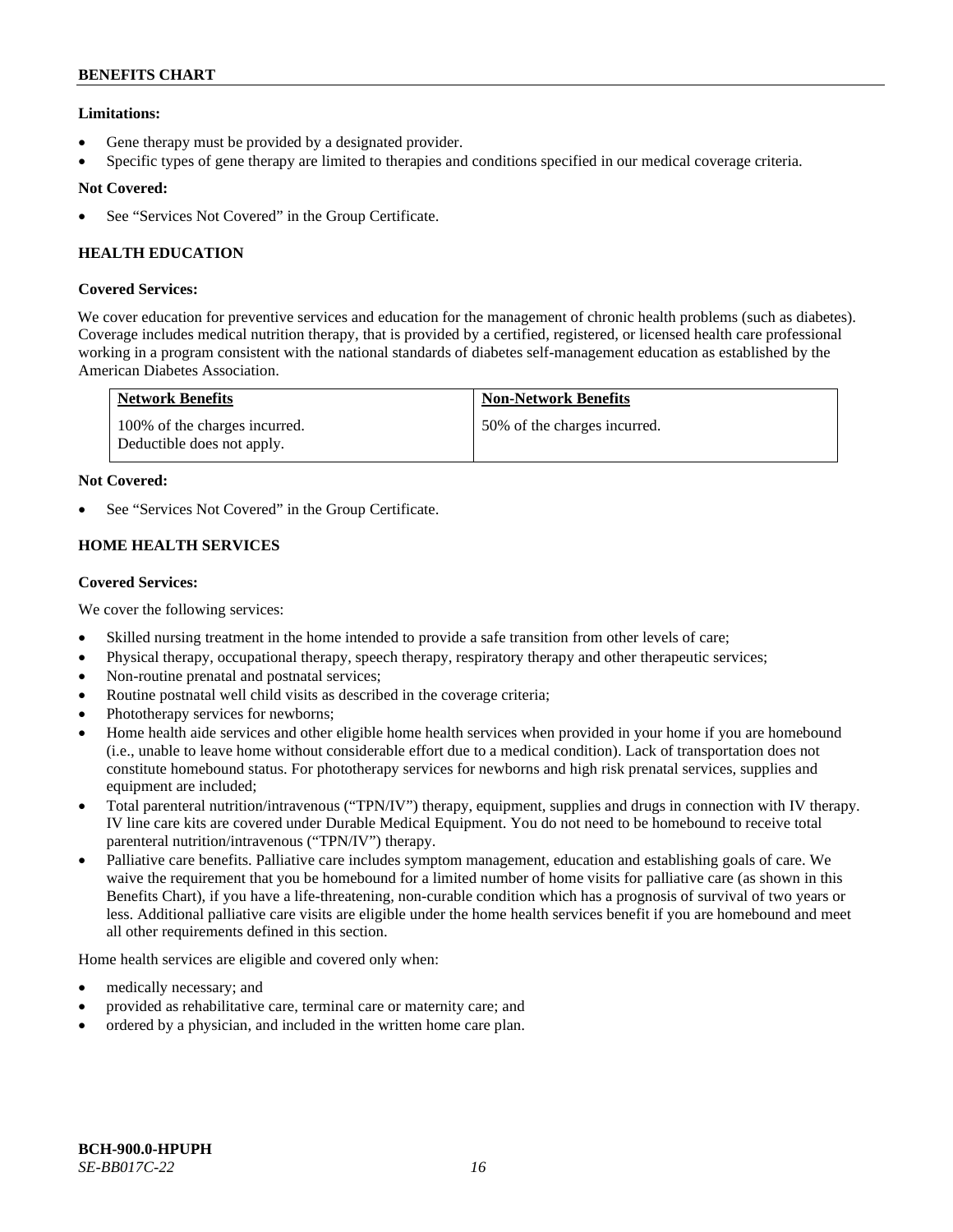**Limitations:**

- Gene therapy must be provided by a designated provider.
- Specific types of gene therapy are limited to therapies and conditions specified in our medical coverage criteria.

**Not Covered:**

- See "Services Not Covered" in the Group Certificate.

## HEALTH EDUCATION

**Covered Services:**

We cover education for preventive services and education for the management of chronic health problems (such as diabetes). Coverage includes medical nutrition therapy, that is provided by a certified, registered, or licensed health care professional working in a program consistent with the national standards of diabetes self-management education as established by the American Diabetes Association.

| Network Benefits | Non-Network Benefits |
| --- | --- |
| 100% of the charges incurred. Deductible does not apply. | 50% of the charges incurred. |

**Not Covered:**

- See "Services Not Covered" in the Group Certificate.

## HOME HEALTH SERVICES

**Covered Services:**

We cover the following services:

- Skilled nursing treatment in the home intended to provide a safe transition from other levels of care;
- Physical therapy, occupational therapy, speech therapy, respiratory therapy and other therapeutic services;
- Non-routine prenatal and postnatal services;
- Routine postnatal well child visits as described in the coverage criteria;
- Phototherapy services for newborns;
- Home health aide services and other eligible home health services when provided in your home if you are homebound (i.e., unable to leave home without considerable effort due to a medical condition). Lack of transportation does not constitute homebound status. For phototherapy services for newborns and high risk prenatal services, supplies and equipment are included;
- Total parenteral nutrition/intravenous ("TPN/IV") therapy, equipment, supplies and drugs in connection with IV therapy. IV line care kits are covered under Durable Medical Equipment. You do not need to be homebound to receive total parenteral nutrition/intravenous ("TPN/IV") therapy.
- Palliative care benefits. Palliative care includes symptom management, education and establishing goals of care. We waive the requirement that you be homebound for a limited number of home visits for palliative care (as shown in this Benefits Chart), if you have a life-threatening, non-curable condition which has a prognosis of survival of two years or less. Additional palliative care visits are eligible under the home health services benefit if you are homebound and meet all other requirements defined in this section.

Home health services are eligible and covered only when:

- medically necessary; and
- provided as rehabilitative care, terminal care or maternity care; and
- ordered by a physician, and included in the written home care plan.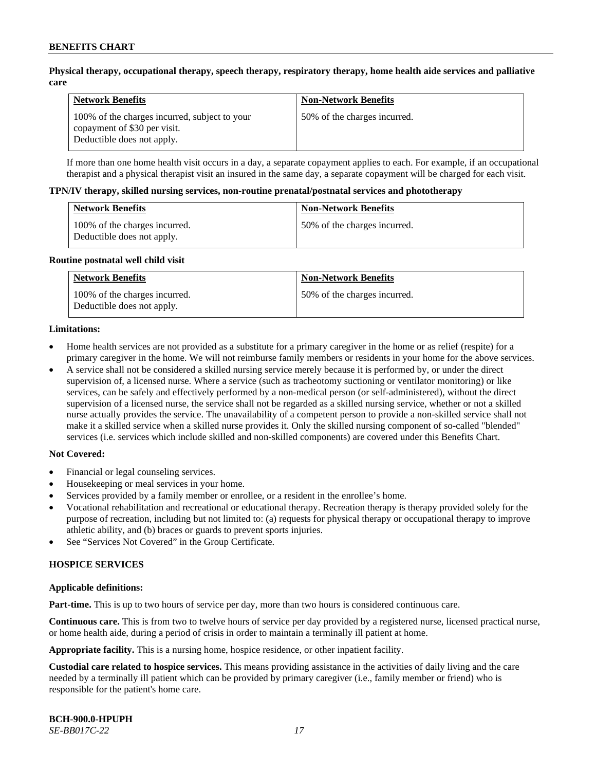**Physical therapy, occupational therapy, speech therapy, respiratory therapy, home health aide services and palliative care**

| Network Benefits | Non-Network Benefits |
|---|---|
| 100% of the charges incurred, subject to your copayment of $30 per visit. Deductible does not apply. | 50% of the charges incurred. |

If more than one home health visit occurs in a day, a separate copayment applies to each. For example, if an occupational therapist and a physical therapist visit an insured in the same day, a separate copayment will be charged for each visit.

**TPN/IV therapy, skilled nursing services, non-routine prenatal/postnatal services and phototherapy**

| Network Benefits | Non-Network Benefits |
|---|---|
| 100% of the charges incurred. Deductible does not apply. | 50% of the charges incurred. |

**Routine postnatal well child visit**

| Network Benefits | Non-Network Benefits |
|---|---|
| 100% of the charges incurred. Deductible does not apply. | 50% of the charges incurred. |

**Limitations:**

- Home health services are not provided as a substitute for a primary caregiver in the home or as relief (respite) for a primary caregiver in the home. We will not reimburse family members or residents in your home for the above services.
- A service shall not be considered a skilled nursing service merely because it is performed by, or under the direct supervision of, a licensed nurse. Where a service (such as tracheotomy suctioning or ventilator monitoring) or like services, can be safely and effectively performed by a non-medical person (or self-administered), without the direct supervision of a licensed nurse, the service shall not be regarded as a skilled nursing service, whether or not a skilled nurse actually provides the service. The unavailability of a competent person to provide a non-skilled service shall not make it a skilled service when a skilled nurse provides it. Only the skilled nursing component of so-called "blended" services (i.e. services which include skilled and non-skilled components) are covered under this Benefits Chart.

**Not Covered:**

- Financial or legal counseling services.
- Housekeeping or meal services in your home.
- Services provided by a family member or enrollee, or a resident in the enrollee's home.
- Vocational rehabilitation and recreational or educational therapy. Recreation therapy is therapy provided solely for the purpose of recreation, including but not limited to: (a) requests for physical therapy or occupational therapy to improve athletic ability, and (b) braces or guards to prevent sports injuries.
- See "Services Not Covered" in the Group Certificate.

## HOSPICE SERVICES

**Applicable definitions:**

**Part-time.** This is up to two hours of service per day, more than two hours is considered continuous care.

**Continuous care.** This is from two to twelve hours of service per day provided by a registered nurse, licensed practical nurse, or home health aide, during a period of crisis in order to maintain a terminally ill patient at home.

**Appropriate facility.** This is a nursing home, hospice residence, or other inpatient facility.

**Custodial care related to hospice services.** This means providing assistance in the activities of daily living and the care needed by a terminally ill patient which can be provided by primary caregiver (i.e., family member or friend) who is responsible for the patient's home care.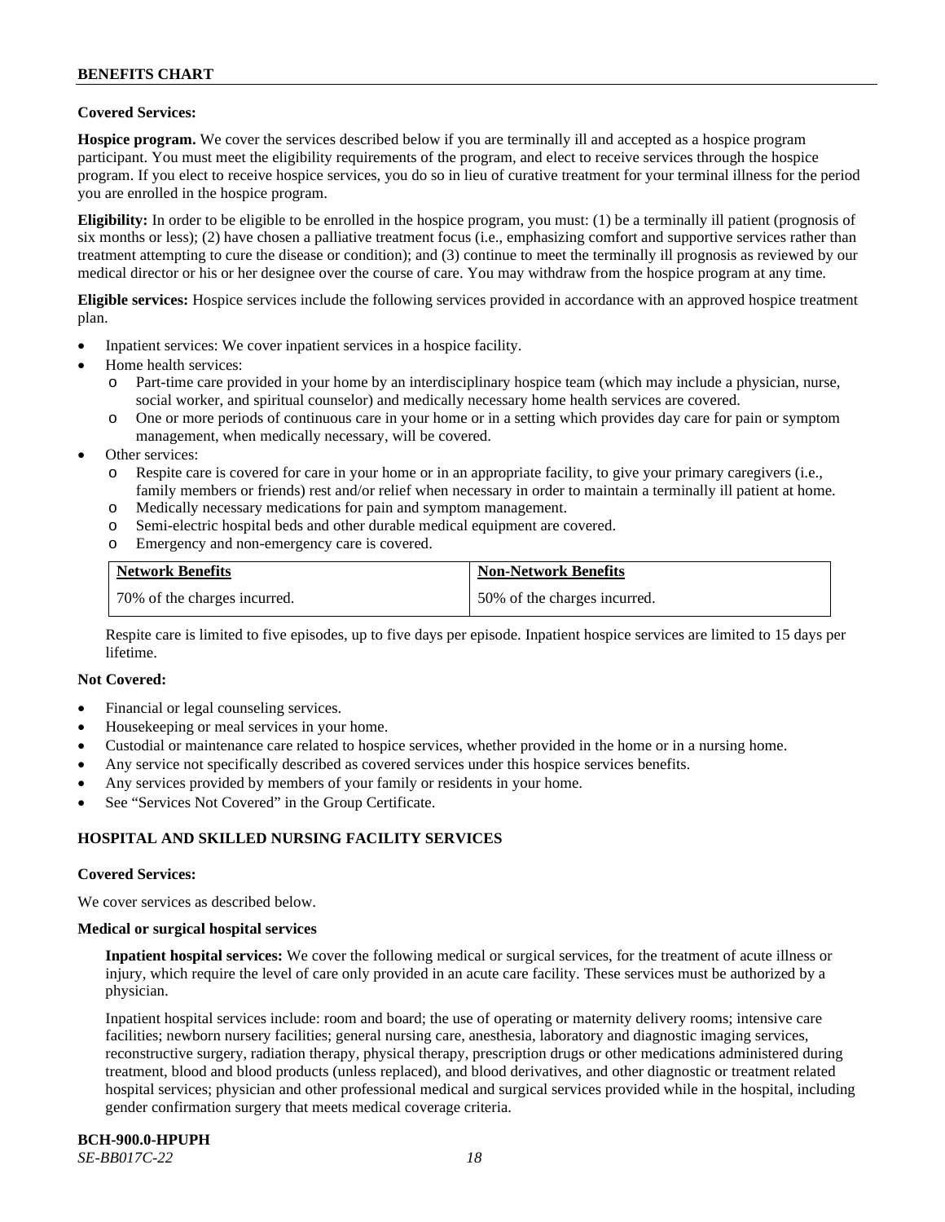**Covered Services:**

**Hospice program.** We cover the services described below if you are terminally ill and accepted as a hospice program participant. You must meet the eligibility requirements of the program, and elect to receive services through the hospice program. If you elect to receive hospice services, you do so in lieu of curative treatment for your terminal illness for the period you are enrolled in the hospice program.

**Eligibility:** In order to be eligible to be enrolled in the hospice program, you must: (1) be a terminally ill patient (prognosis of six months or less); (2) have chosen a palliative treatment focus (i.e., emphasizing comfort and supportive services rather than treatment attempting to cure the disease or condition); and (3) continue to meet the terminally ill prognosis as reviewed by our medical director or his or her designee over the course of care. You may withdraw from the hospice program at any time.

**Eligible services:** Hospice services include the following services provided in accordance with an approved hospice treatment plan.

- Inpatient services: We cover inpatient services in a hospice facility.
- Home health services:
  - Part-time care provided in your home by an interdisciplinary hospice team (which may include a physician, nurse, social worker, and spiritual counselor) and medically necessary home health services are covered.
  - One or more periods of continuous care in your home or in a setting which provides day care for pain or symptom management, when medically necessary, will be covered.
- Other services:
  - Respite care is covered for care in your home or in an appropriate facility, to give your primary caregivers (i.e., family members or friends) rest and/or relief when necessary in order to maintain a terminally ill patient at home.
  - Medically necessary medications for pain and symptom management.
  - Semi-electric hospital beds and other durable medical equipment are covered.
  - Emergency and non-emergency care is covered.

| Network Benefits | Non-Network Benefits |
|---|---|
| 70% of the charges incurred. | 50% of the charges incurred. |

Respite care is limited to five episodes, up to five days per episode. Inpatient hospice services are limited to 15 days per lifetime.

**Not Covered:**

- Financial or legal counseling services.
- Housekeeping or meal services in your home.
- Custodial or maintenance care related to hospice services, whether provided in the home or in a nursing home.
- Any service not specifically described as covered services under this hospice services benefits.
- Any services provided by members of your family or residents in your home.
- See "Services Not Covered" in the Group Certificate.

## HOSPITAL AND SKILLED NURSING FACILITY SERVICES

**Covered Services:**

We cover services as described below.

**Medical or surgical hospital services**

**Inpatient hospital services:** We cover the following medical or surgical services, for the treatment of acute illness or injury, which require the level of care only provided in an acute care facility. These services must be authorized by a physician.

Inpatient hospital services include: room and board; the use of operating or maternity delivery rooms; intensive care facilities; newborn nursery facilities; general nursing care, anesthesia, laboratory and diagnostic imaging services, reconstructive surgery, radiation therapy, physical therapy, prescription drugs or other medications administered during treatment, blood and blood products (unless replaced), and blood derivatives, and other diagnostic or treatment related hospital services; physician and other professional medical and surgical services provided while in the hospital, including gender confirmation surgery that meets medical coverage criteria.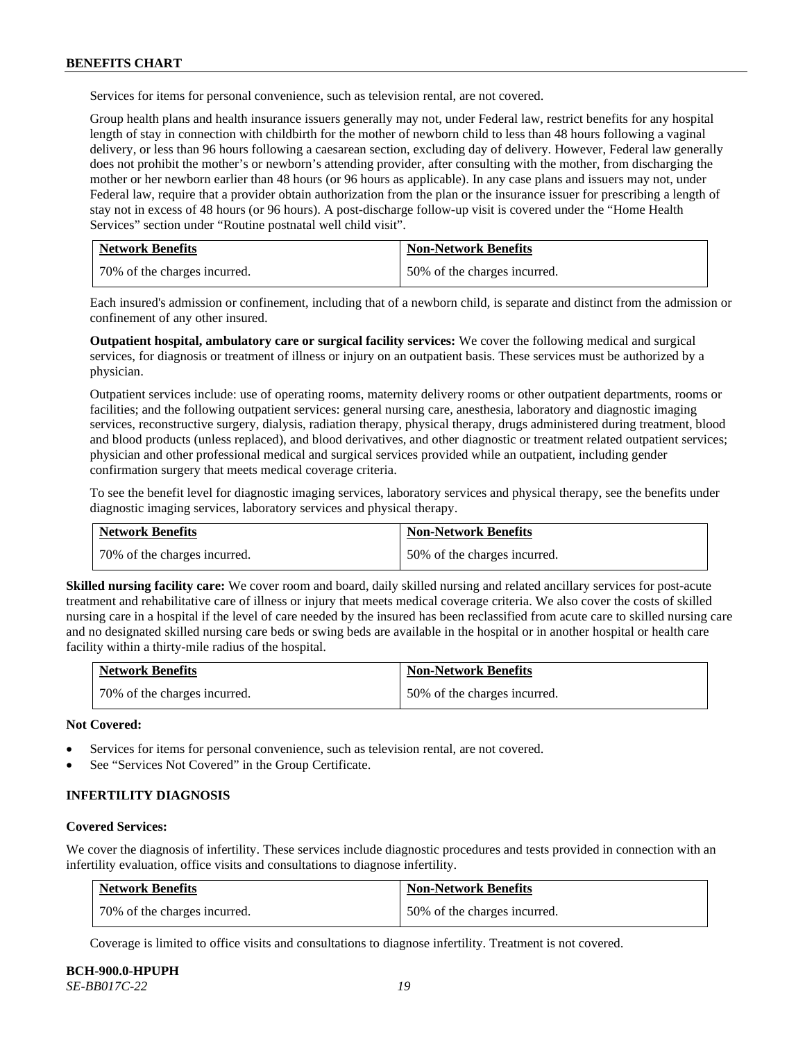Services for items for personal convenience, such as television rental, are not covered.

Group health plans and health insurance issuers generally may not, under Federal law, restrict benefits for any hospital length of stay in connection with childbirth for the mother of newborn child to less than 48 hours following a vaginal delivery, or less than 96 hours following a caesarean section, excluding day of delivery. However, Federal law generally does not prohibit the mother's or newborn's attending provider, after consulting with the mother, from discharging the mother or her newborn earlier than 48 hours (or 96 hours as applicable). In any case plans and issuers may not, under Federal law, require that a provider obtain authorization from the plan or the insurance issuer for prescribing a length of stay not in excess of 48 hours (or 96 hours). A post-discharge follow-up visit is covered under the "Home Health Services" section under "Routine postnatal well child visit".

| Network Benefits | Non-Network Benefits |
|---|---|
| 70% of the charges incurred. | 50% of the charges incurred. |

Each insured's admission or confinement, including that of a newborn child, is separate and distinct from the admission or confinement of any other insured.

**Outpatient hospital, ambulatory care or surgical facility services:** We cover the following medical and surgical services, for diagnosis or treatment of illness or injury on an outpatient basis. These services must be authorized by a physician.

Outpatient services include: use of operating rooms, maternity delivery rooms or other outpatient departments, rooms or facilities; and the following outpatient services: general nursing care, anesthesia, laboratory and diagnostic imaging services, reconstructive surgery, dialysis, radiation therapy, physical therapy, drugs administered during treatment, blood and blood products (unless replaced), and blood derivatives, and other diagnostic or treatment related outpatient services; physician and other professional medical and surgical services provided while an outpatient, including gender confirmation surgery that meets medical coverage criteria.

To see the benefit level for diagnostic imaging services, laboratory services and physical therapy, see the benefits under diagnostic imaging services, laboratory services and physical therapy.

| Network Benefits | Non-Network Benefits |
|---|---|
| 70% of the charges incurred. | 50% of the charges incurred. |

**Skilled nursing facility care:** We cover room and board, daily skilled nursing and related ancillary services for post-acute treatment and rehabilitative care of illness or injury that meets medical coverage criteria. We also cover the costs of skilled nursing care in a hospital if the level of care needed by the insured has been reclassified from acute care to skilled nursing care and no designated skilled nursing care beds or swing beds are available in the hospital or in another hospital or health care facility within a thirty-mile radius of the hospital.

| Network Benefits | Non-Network Benefits |
|---|---|
| 70% of the charges incurred. | 50% of the charges incurred. |

**Not Covered:**

- Services for items for personal convenience, such as television rental, are not covered.
- See "Services Not Covered" in the Group Certificate.

### INFERTILITY DIAGNOSIS

**Covered Services:**

We cover the diagnosis of infertility. These services include diagnostic procedures and tests provided in connection with an infertility evaluation, office visits and consultations to diagnose infertility.

| Network Benefits | Non-Network Benefits |
|---|---|
| 70% of the charges incurred. | 50% of the charges incurred. |

Coverage is limited to office visits and consultations to diagnose infertility. Treatment is not covered.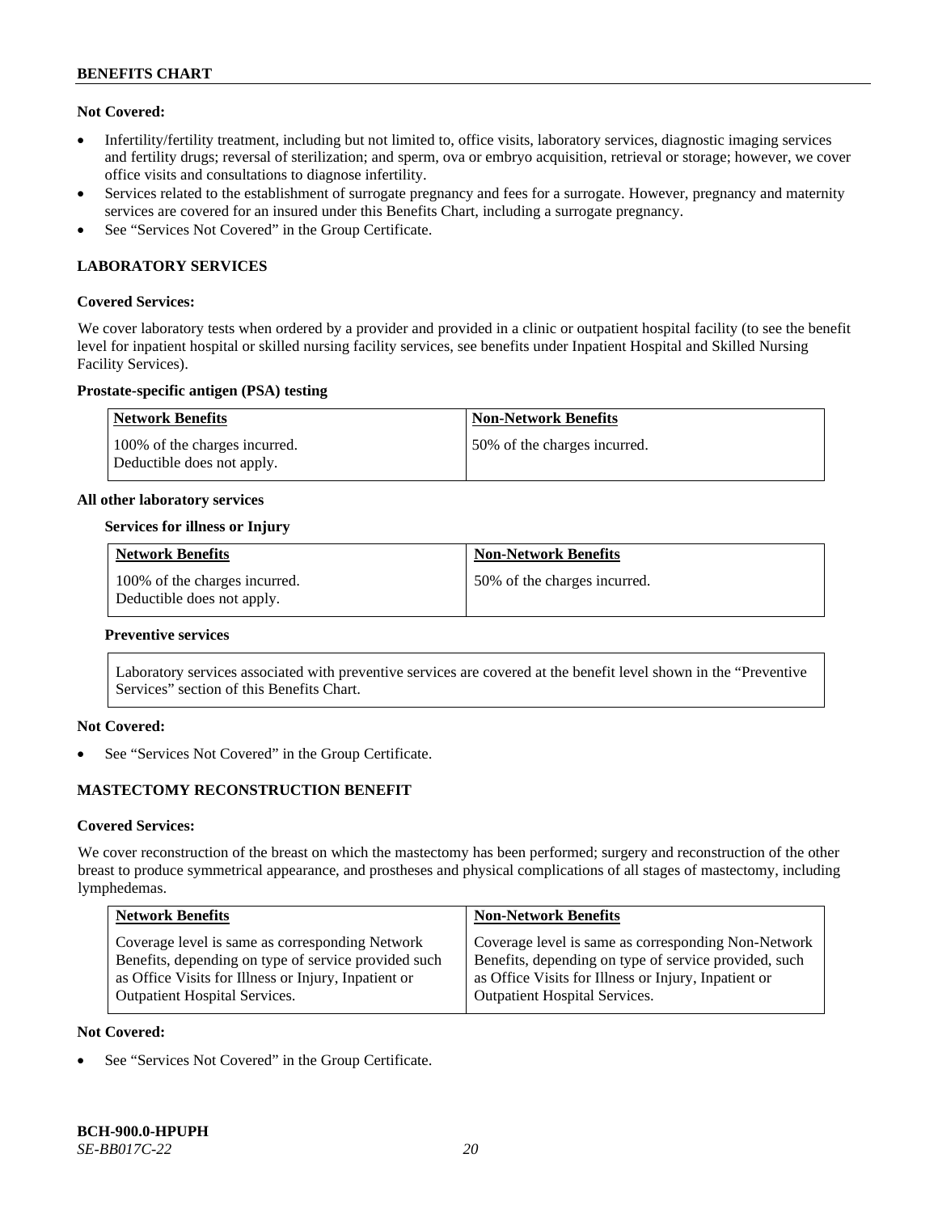**Not Covered:**

- Infertility/fertility treatment, including but not limited to, office visits, laboratory services, diagnostic imaging services and fertility drugs; reversal of sterilization; and sperm, ova or embryo acquisition, retrieval or storage; however, we cover office visits and consultations to diagnose infertility.
- Services related to the establishment of surrogate pregnancy and fees for a surrogate. However, pregnancy and maternity services are covered for an insured under this Benefits Chart, including a surrogate pregnancy.
- See "Services Not Covered" in the Group Certificate.

## LABORATORY SERVICES

**Covered Services:**

We cover laboratory tests when ordered by a provider and provided in a clinic or outpatient hospital facility (to see the benefit level for inpatient hospital or skilled nursing facility services, see benefits under Inpatient Hospital and Skilled Nursing Facility Services).

**Prostate-specific antigen (PSA) testing**

| Network Benefits | Non-Network Benefits |
|---|---|
| 100% of the charges incurred. Deductible does not apply. | 50% of the charges incurred. |

**All other laboratory services**

**Services for illness or Injury**

| Network Benefits | Non-Network Benefits |
|---|---|
| 100% of the charges incurred. Deductible does not apply. | 50% of the charges incurred. |

**Preventive services**

Laboratory services associated with preventive services are covered at the benefit level shown in the "Preventive Services" section of this Benefits Chart.

**Not Covered:**

- See "Services Not Covered" in the Group Certificate.

## MASTECTOMY RECONSTRUCTION BENEFIT

**Covered Services:**

We cover reconstruction of the breast on which the mastectomy has been performed; surgery and reconstruction of the other breast to produce symmetrical appearance, and prostheses and physical complications of all stages of mastectomy, including lymphedemas.

| Network Benefits | Non-Network Benefits |
|---|---|
| Coverage level is same as corresponding Network Benefits, depending on type of service provided such as Office Visits for Illness or Injury, Inpatient or Outpatient Hospital Services. | Coverage level is same as corresponding Non-Network Benefits, depending on type of service provided, such as Office Visits for Illness or Injury, Inpatient or Outpatient Hospital Services. |

**Not Covered:**

- See "Services Not Covered" in the Group Certificate.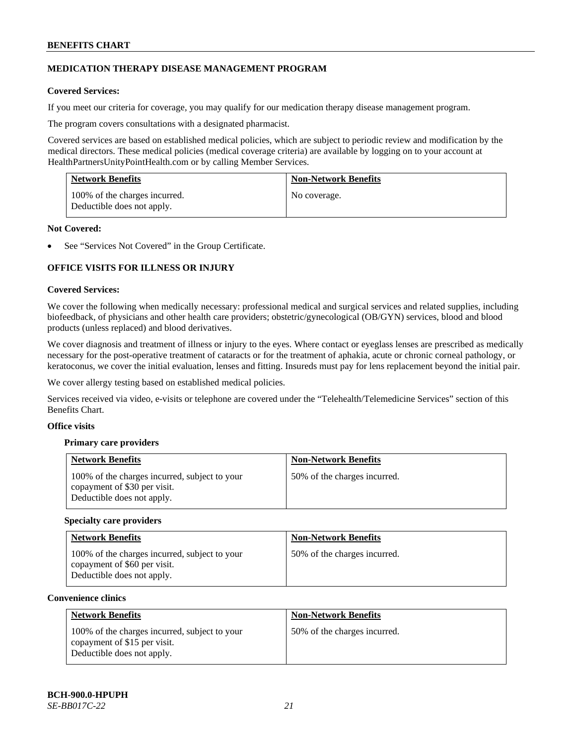## MEDICATION THERAPY DISEASE MANAGEMENT PROGRAM

**Covered Services:**

If you meet our criteria for coverage, you may qualify for our medication therapy disease management program.

The program covers consultations with a designated pharmacist.

Covered services are based on established medical policies, which are subject to periodic review and modification by the medical directors. These medical policies (medical coverage criteria) are available by logging on to your account at HealthPartnersUnityPointHealth.com or by calling Member Services.

| Network Benefits | Non-Network Benefits |
|---|---|
| 100% of the charges incurred. Deductible does not apply. | No coverage. |

**Not Covered:**

- See "Services Not Covered" in the Group Certificate.

## OFFICE VISITS FOR ILLNESS OR INJURY

**Covered Services:**

We cover the following when medically necessary: professional medical and surgical services and related supplies, including biofeedback, of physicians and other health care providers; obstetric/gynecological (OB/GYN) services, blood and blood products (unless replaced) and blood derivatives.

We cover diagnosis and treatment of illness or injury to the eyes. Where contact or eyeglass lenses are prescribed as medically necessary for the post-operative treatment of cataracts or for the treatment of aphakia, acute or chronic corneal pathology, or keratoconus, we cover the initial evaluation, lenses and fitting. Insureds must pay for lens replacement beyond the initial pair.

We cover allergy testing based on established medical policies.

Services received via video, e-visits or telephone are covered under the "Telehealth/Telemedicine Services" section of this Benefits Chart.

**Office visits**

**Primary care providers**

| Network Benefits | Non-Network Benefits |
|---|---|
| 100% of the charges incurred, subject to your copayment of $30 per visit. Deductible does not apply. | 50% of the charges incurred. |

**Specialty care providers**

| Network Benefits | Non-Network Benefits |
|---|---|
| 100% of the charges incurred, subject to your copayment of $60 per visit. Deductible does not apply. | 50% of the charges incurred. |

**Convenience clinics**

| Network Benefits | Non-Network Benefits |
|---|---|
| 100% of the charges incurred, subject to your copayment of $15 per visit. Deductible does not apply. | 50% of the charges incurred. |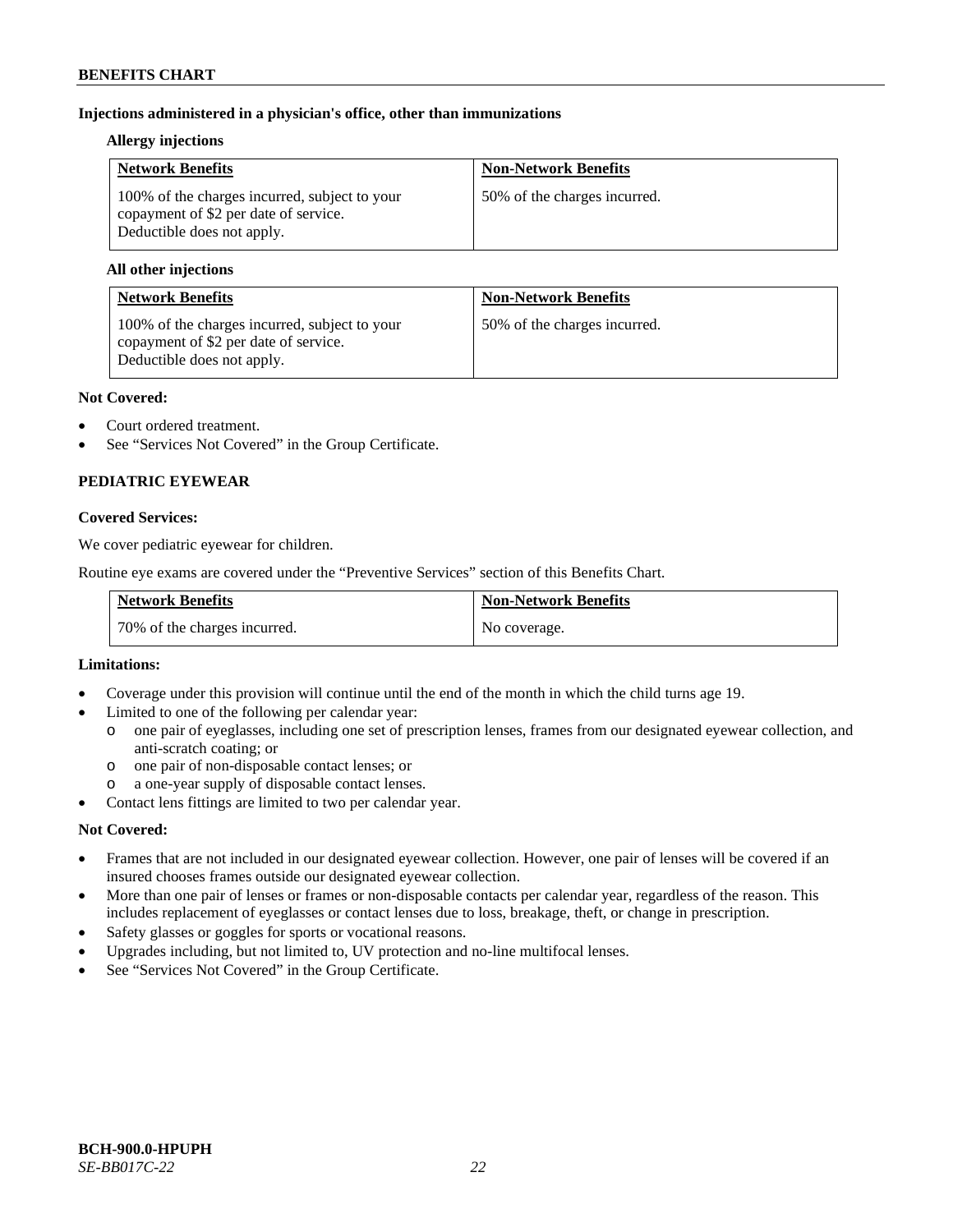**Injections administered in a physician's office, other than immunizations**

**Allergy injections**

| Network Benefits | Non-Network Benefits |
|---|---|
| 100% of the charges incurred, subject to your copayment of $2 per date of service. Deductible does not apply. | 50% of the charges incurred. |

**All other injections**

| Network Benefits | Non-Network Benefits |
|---|---|
| 100% of the charges incurred, subject to your copayment of $2 per date of service. Deductible does not apply. | 50% of the charges incurred. |

**Not Covered:**

- Court ordered treatment.
- See "Services Not Covered" in the Group Certificate.

## PEDIATRIC EYEWEAR

**Covered Services:**

We cover pediatric eyewear for children.

Routine eye exams are covered under the "Preventive Services" section of this Benefits Chart.

| Network Benefits | Non-Network Benefits |
|---|---|
| 70% of the charges incurred. | No coverage. |

**Limitations:**

- Coverage under this provision will continue until the end of the month in which the child turns age 19.
- Limited to one of the following per calendar year:
  - one pair of eyeglasses, including one set of prescription lenses, frames from our designated eyewear collection, and anti-scratch coating; or
  - one pair of non-disposable contact lenses; or
  - a one-year supply of disposable contact lenses.
- Contact lens fittings are limited to two per calendar year.

**Not Covered:**

- Frames that are not included in our designated eyewear collection. However, one pair of lenses will be covered if an insured chooses frames outside our designated eyewear collection.
- More than one pair of lenses or frames or non-disposable contacts per calendar year, regardless of the reason. This includes replacement of eyeglasses or contact lenses due to loss, breakage, theft, or change in prescription.
- Safety glasses or goggles for sports or vocational reasons.
- Upgrades including, but not limited to, UV protection and no-line multifocal lenses.
- See "Services Not Covered" in the Group Certificate.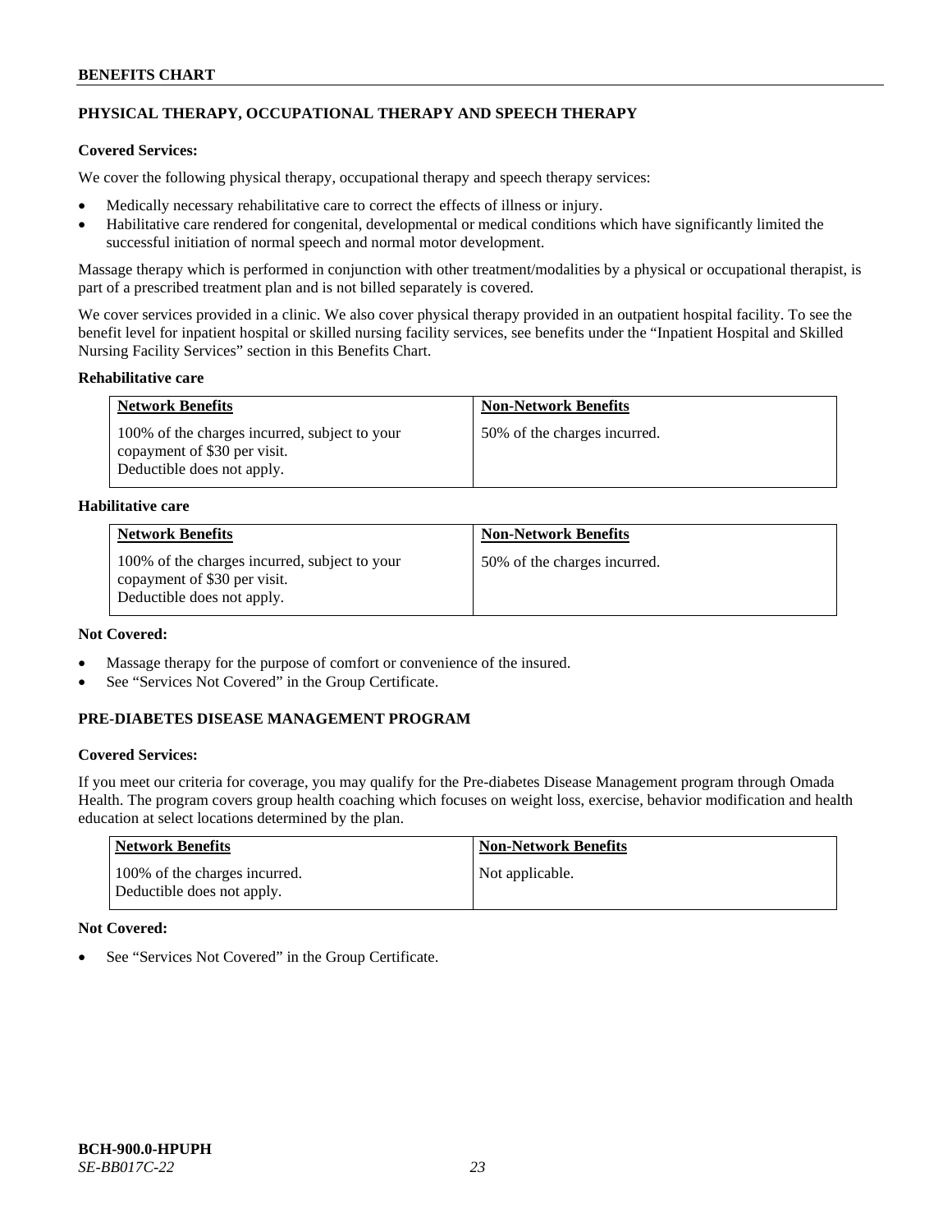## PHYSICAL THERAPY, OCCUPATIONAL THERAPY AND SPEECH THERAPY

**Covered Services:**

We cover the following physical therapy, occupational therapy and speech therapy services:

- Medically necessary rehabilitative care to correct the effects of illness or injury.
- Habilitative care rendered for congenital, developmental or medical conditions which have significantly limited the successful initiation of normal speech and normal motor development.

Massage therapy which is performed in conjunction with other treatment/modalities by a physical or occupational therapist, is part of a prescribed treatment plan and is not billed separately is covered.

We cover services provided in a clinic. We also cover physical therapy provided in an outpatient hospital facility. To see the benefit level for inpatient hospital or skilled nursing facility services, see benefits under the "Inpatient Hospital and Skilled Nursing Facility Services" section in this Benefits Chart.

**Rehabilitative care**

| Network Benefits | Non-Network Benefits |
|---|---|
| 100% of the charges incurred, subject to your copayment of $30 per visit. Deductible does not apply. | 50% of the charges incurred. |

**Habilitative care**

| Network Benefits | Non-Network Benefits |
|---|---|
| 100% of the charges incurred, subject to your copayment of $30 per visit. Deductible does not apply. | 50% of the charges incurred. |

**Not Covered:**

- Massage therapy for the purpose of comfort or convenience of the insured.
- See "Services Not Covered" in the Group Certificate.

## PRE-DIABETES DISEASE MANAGEMENT PROGRAM

**Covered Services:**

If you meet our criteria for coverage, you may qualify for the Pre-diabetes Disease Management program through Omada Health. The program covers group health coaching which focuses on weight loss, exercise, behavior modification and health education at select locations determined by the plan.

| Network Benefits | Non-Network Benefits |
|---|---|
| 100% of the charges incurred. Deductible does not apply. | Not applicable. |

**Not Covered:**

- See "Services Not Covered" in the Group Certificate.

**BCH-900.0-HPUPH**
*SE-BB017C-22*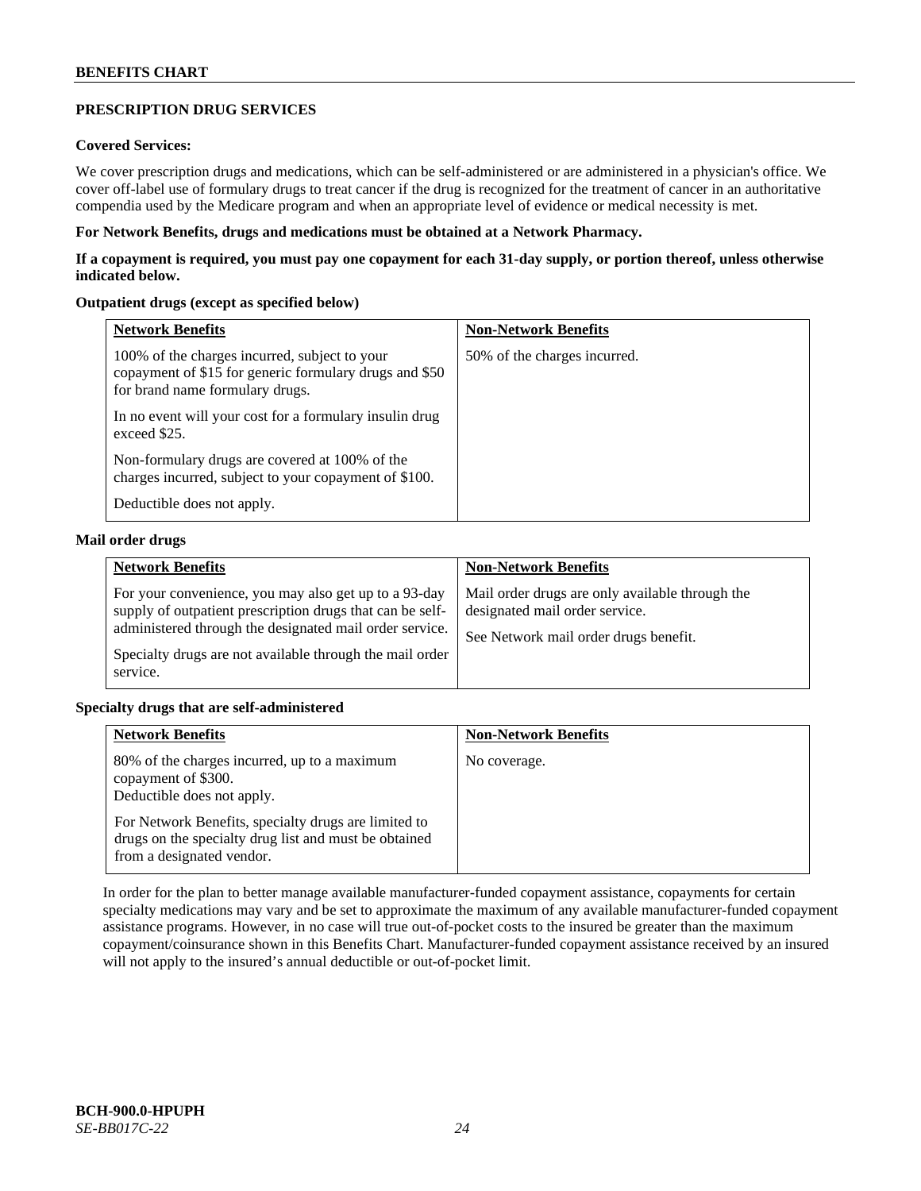## PRESCRIPTION DRUG SERVICES

**Covered Services:**

We cover prescription drugs and medications, which can be self-administered or are administered in a physician's office. We cover off-label use of formulary drugs to treat cancer if the drug is recognized for the treatment of cancer in an authoritative compendia used by the Medicare program and when an appropriate level of evidence or medical necessity is met.

**For Network Benefits, drugs and medications must be obtained at a Network Pharmacy.**

**If a copayment is required, you must pay one copayment for each 31-day supply, or portion thereof, unless otherwise indicated below.**

**Outpatient drugs (except as specified below)**

| Network Benefits | Non-Network Benefits |
| --- | --- |
| 100% of the charges incurred, subject to your copayment of $15 for generic formulary drugs and $50 for brand name formulary drugs.<br><br>In no event will your cost for a formulary insulin drug exceed $25.<br><br>Non-formulary drugs are covered at 100% of the charges incurred, subject to your copayment of $100.<br><br>Deductible does not apply. | 50% of the charges incurred. |

**Mail order drugs**

| Network Benefits | Non-Network Benefits |
| --- | --- |
| For your convenience, you may also get up to a 93-day supply of outpatient prescription drugs that can be self-administered through the designated mail order service.<br><br>Specialty drugs are not available through the mail order service. | Mail order drugs are only available through the designated mail order service.<br><br>See Network mail order drugs benefit. |

**Specialty drugs that are self-administered**

| Network Benefits | Non-Network Benefits |
| --- | --- |
| 80% of the charges incurred, up to a maximum copayment of $300.<br>Deductible does not apply.<br><br>For Network Benefits, specialty drugs are limited to drugs on the specialty drug list and must be obtained from a designated vendor. | No coverage. |

In order for the plan to better manage available manufacturer-funded copayment assistance, copayments for certain specialty medications may vary and be set to approximate the maximum of any available manufacturer-funded copayment assistance programs. However, in no case will true out-of-pocket costs to the insured be greater than the maximum copayment/coinsurance shown in this Benefits Chart. Manufacturer-funded copayment assistance received by an insured will not apply to the insured's annual deductible or out-of-pocket limit.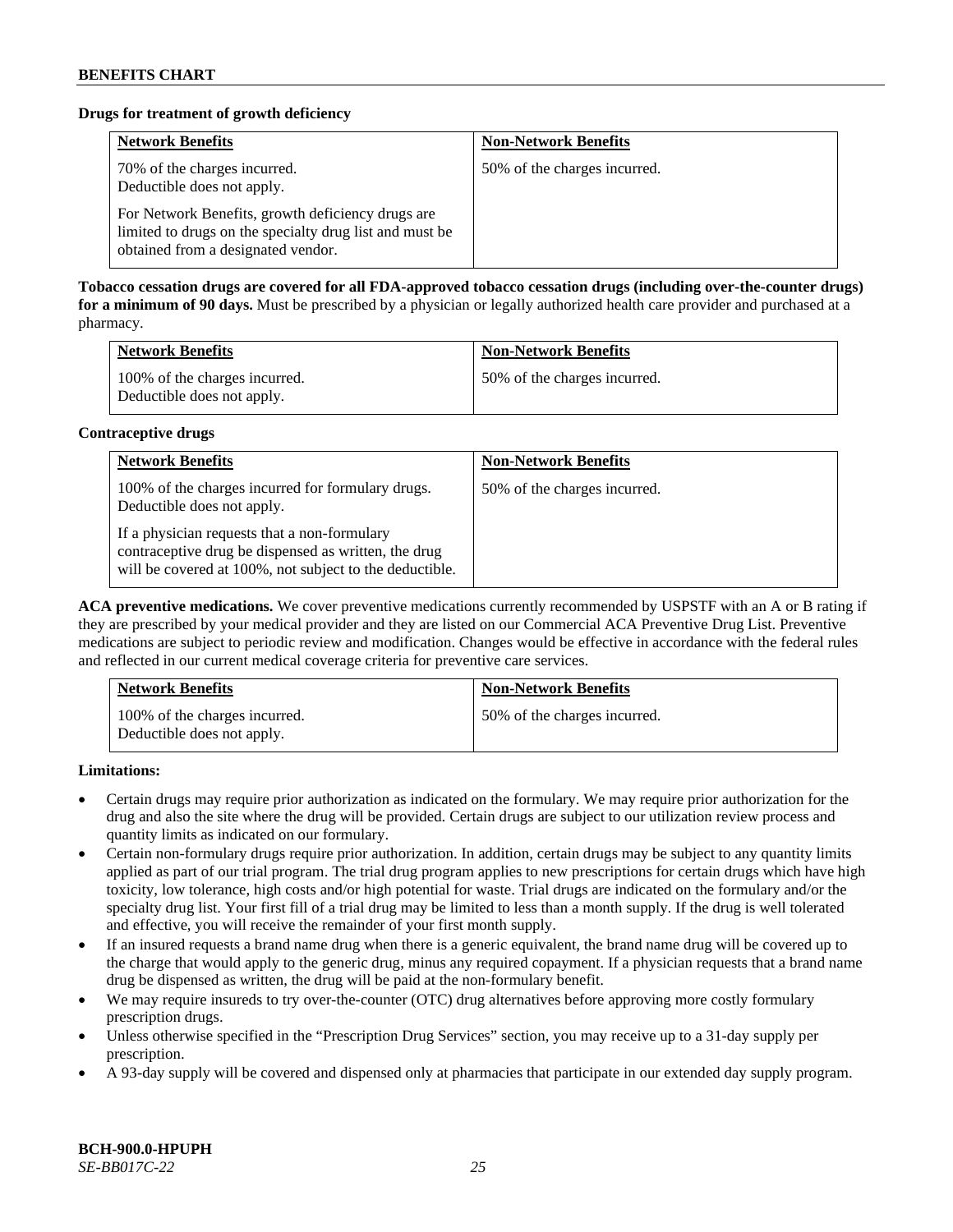**Drugs for treatment of growth deficiency**

| Network Benefits | Non-Network Benefits |
| --- | --- |
| 70% of the charges incurred. Deductible does not apply. For Network Benefits, growth deficiency drugs are limited to drugs on the specialty drug list and must be obtained from a designated vendor. | 50% of the charges incurred. |

**Tobacco cessation drugs are covered for all FDA-approved tobacco cessation drugs (including over-the-counter drugs) for a minimum of 90 days.** Must be prescribed by a physician or legally authorized health care provider and purchased at a pharmacy.

| Network Benefits | Non-Network Benefits |
| --- | --- |
| 100% of the charges incurred. Deductible does not apply. | 50% of the charges incurred. |

**Contraceptive drugs**

| Network Benefits | Non-Network Benefits |
| --- | --- |
| 100% of the charges incurred for formulary drugs. Deductible does not apply. If a physician requests that a non-formulary contraceptive drug be dispensed as written, the drug will be covered at 100%, not subject to the deductible. | 50% of the charges incurred. |

**ACA preventive medications.** We cover preventive medications currently recommended by USPSTF with an A or B rating if they are prescribed by your medical provider and they are listed on our Commercial ACA Preventive Drug List. Preventive medications are subject to periodic review and modification. Changes would be effective in accordance with the federal rules and reflected in our current medical coverage criteria for preventive care services.

| Network Benefits | Non-Network Benefits |
| --- | --- |
| 100% of the charges incurred. Deductible does not apply. | 50% of the charges incurred. |

**Limitations:**

- Certain drugs may require prior authorization as indicated on the formulary. We may require prior authorization for the drug and also the site where the drug will be provided. Certain drugs are subject to our utilization review process and quantity limits as indicated on our formulary.
- Certain non-formulary drugs require prior authorization. In addition, certain drugs may be subject to any quantity limits applied as part of our trial program. The trial drug program applies to new prescriptions for certain drugs which have high toxicity, low tolerance, high costs and/or high potential for waste. Trial drugs are indicated on the formulary and/or the specialty drug list. Your first fill of a trial drug may be limited to less than a month supply. If the drug is well tolerated and effective, you will receive the remainder of your first month supply.
- If an insured requests a brand name drug when there is a generic equivalent, the brand name drug will be covered up to the charge that would apply to the generic drug, minus any required copayment. If a physician requests that a brand name drug be dispensed as written, the drug will be paid at the non-formulary benefit.
- We may require insureds to try over-the-counter (OTC) drug alternatives before approving more costly formulary prescription drugs.
- Unless otherwise specified in the "Prescription Drug Services" section, you may receive up to a 31-day supply per prescription.
- A 93-day supply will be covered and dispensed only at pharmacies that participate in our extended day supply program.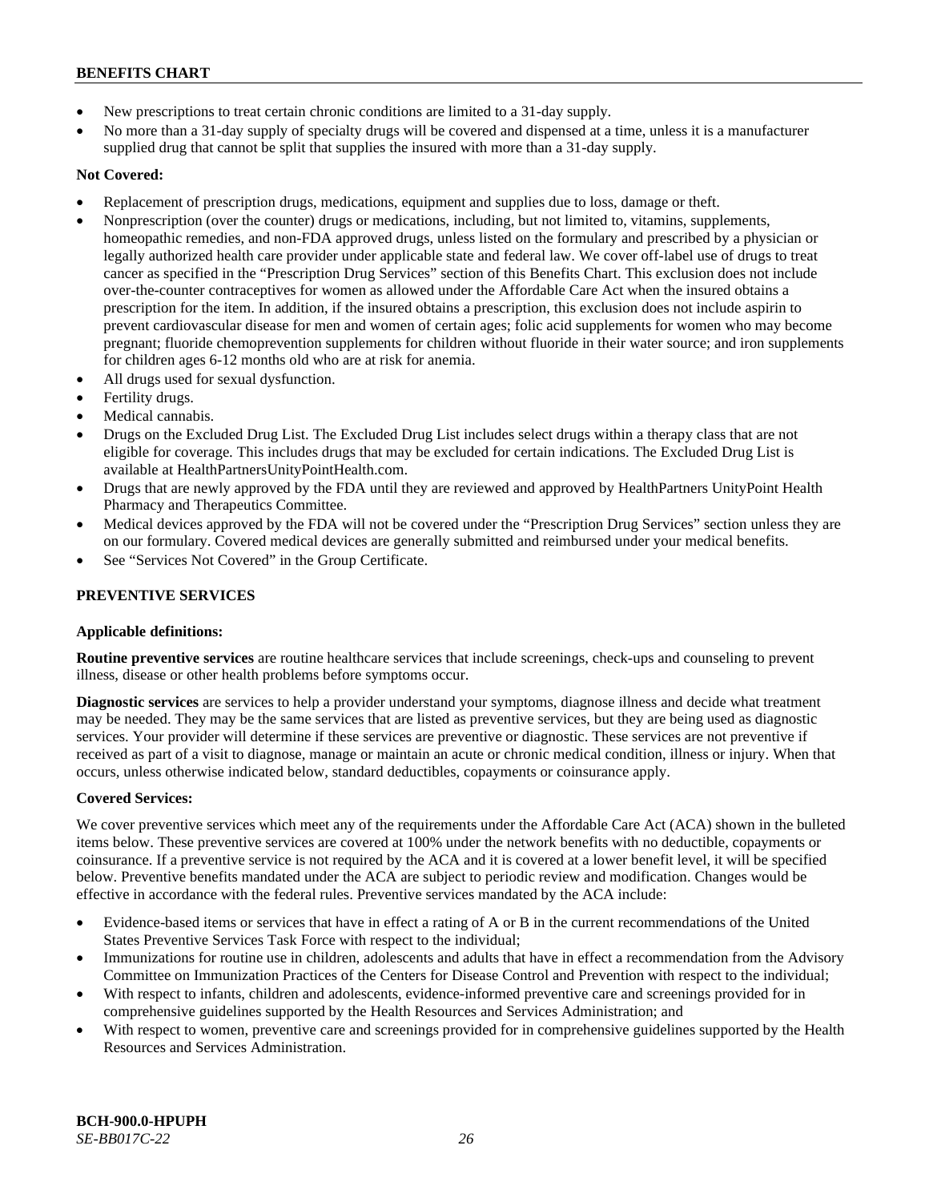- New prescriptions to treat certain chronic conditions are limited to a 31-day supply.
- No more than a 31-day supply of specialty drugs will be covered and dispensed at a time, unless it is a manufacturer supplied drug that cannot be split that supplies the insured with more than a 31-day supply.

**Not Covered:**

- Replacement of prescription drugs, medications, equipment and supplies due to loss, damage or theft.
- Nonprescription (over the counter) drugs or medications, including, but not limited to, vitamins, supplements, homeopathic remedies, and non-FDA approved drugs, unless listed on the formulary and prescribed by a physician or legally authorized health care provider under applicable state and federal law. We cover off-label use of drugs to treat cancer as specified in the "Prescription Drug Services" section of this Benefits Chart. This exclusion does not include over-the-counter contraceptives for women as allowed under the Affordable Care Act when the insured obtains a prescription for the item. In addition, if the insured obtains a prescription, this exclusion does not include aspirin to prevent cardiovascular disease for men and women of certain ages; folic acid supplements for women who may become pregnant; fluoride chemoprevention supplements for children without fluoride in their water source; and iron supplements for children ages 6-12 months old who are at risk for anemia.
- All drugs used for sexual dysfunction.
- Fertility drugs.
- Medical cannabis.
- Drugs on the Excluded Drug List. The Excluded Drug List includes select drugs within a therapy class that are not eligible for coverage. This includes drugs that may be excluded for certain indications. The Excluded Drug List is available at HealthPartnersUnityPointHealth.com.
- Drugs that are newly approved by the FDA until they are reviewed and approved by HealthPartners UnityPoint Health Pharmacy and Therapeutics Committee.
- Medical devices approved by the FDA will not be covered under the "Prescription Drug Services" section unless they are on our formulary. Covered medical devices are generally submitted and reimbursed under your medical benefits.
- See "Services Not Covered" in the Group Certificate.

## PREVENTIVE SERVICES

**Applicable definitions:**

**Routine preventive services** are routine healthcare services that include screenings, check-ups and counseling to prevent illness, disease or other health problems before symptoms occur.

**Diagnostic services** are services to help a provider understand your symptoms, diagnose illness and decide what treatment may be needed. They may be the same services that are listed as preventive services, but they are being used as diagnostic services. Your provider will determine if these services are preventive or diagnostic. These services are not preventive if received as part of a visit to diagnose, manage or maintain an acute or chronic medical condition, illness or injury. When that occurs, unless otherwise indicated below, standard deductibles, copayments or coinsurance apply.

**Covered Services:**

We cover preventive services which meet any of the requirements under the Affordable Care Act (ACA) shown in the bulleted items below. These preventive services are covered at 100% under the network benefits with no deductible, copayments or coinsurance. If a preventive service is not required by the ACA and it is covered at a lower benefit level, it will be specified below. Preventive benefits mandated under the ACA are subject to periodic review and modification. Changes would be effective in accordance with the federal rules. Preventive services mandated by the ACA include:

- Evidence-based items or services that have in effect a rating of A or B in the current recommendations of the United States Preventive Services Task Force with respect to the individual;
- Immunizations for routine use in children, adolescents and adults that have in effect a recommendation from the Advisory Committee on Immunization Practices of the Centers for Disease Control and Prevention with respect to the individual;
- With respect to infants, children and adolescents, evidence-informed preventive care and screenings provided for in comprehensive guidelines supported by the Health Resources and Services Administration; and
- With respect to women, preventive care and screenings provided for in comprehensive guidelines supported by the Health Resources and Services Administration.

**BCH-900.0-HPUPH**
*SE-BB017C-22*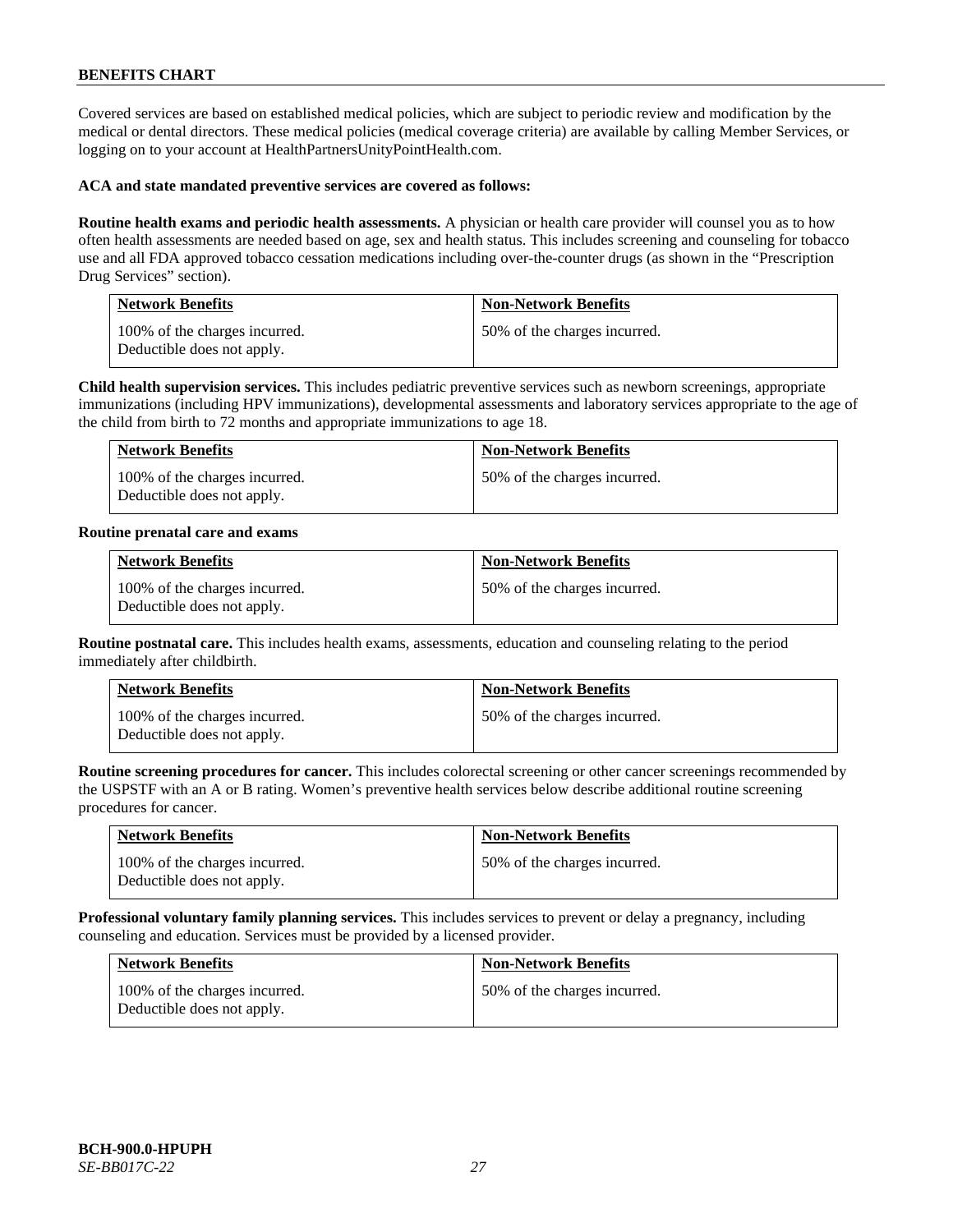Covered services are based on established medical policies, which are subject to periodic review and modification by the medical or dental directors. These medical policies (medical coverage criteria) are available by calling Member Services, or logging on to your account at HealthPartnersUnityPointHealth.com.

**ACA and state mandated preventive services are covered as follows:**

**Routine health exams and periodic health assessments.** A physician or health care provider will counsel you as to how often health assessments are needed based on age, sex and health status. This includes screening and counseling for tobacco use and all FDA approved tobacco cessation medications including over-the-counter drugs (as shown in the "Prescription Drug Services" section).

| Network Benefits | Non-Network Benefits |
| --- | --- |
| 100% of the charges incurred. Deductible does not apply. | 50% of the charges incurred. |

**Child health supervision services.** This includes pediatric preventive services such as newborn screenings, appropriate immunizations (including HPV immunizations), developmental assessments and laboratory services appropriate to the age of the child from birth to 72 months and appropriate immunizations to age 18.

| Network Benefits | Non-Network Benefits |
| --- | --- |
| 100% of the charges incurred. Deductible does not apply. | 50% of the charges incurred. |

**Routine prenatal care and exams**

| Network Benefits | Non-Network Benefits |
| --- | --- |
| 100% of the charges incurred. Deductible does not apply. | 50% of the charges incurred. |

**Routine postnatal care.** This includes health exams, assessments, education and counseling relating to the period immediately after childbirth.

| Network Benefits | Non-Network Benefits |
| --- | --- |
| 100% of the charges incurred. Deductible does not apply. | 50% of the charges incurred. |

**Routine screening procedures for cancer.** This includes colorectal screening or other cancer screenings recommended by the USPSTF with an A or B rating. Women's preventive health services below describe additional routine screening procedures for cancer.

| Network Benefits | Non-Network Benefits |
| --- | --- |
| 100% of the charges incurred. Deductible does not apply. | 50% of the charges incurred. |

**Professional voluntary family planning services.** This includes services to prevent or delay a pregnancy, including counseling and education. Services must be provided by a licensed provider.

| Network Benefits | Non-Network Benefits |
| --- | --- |
| 100% of the charges incurred. Deductible does not apply. | 50% of the charges incurred. |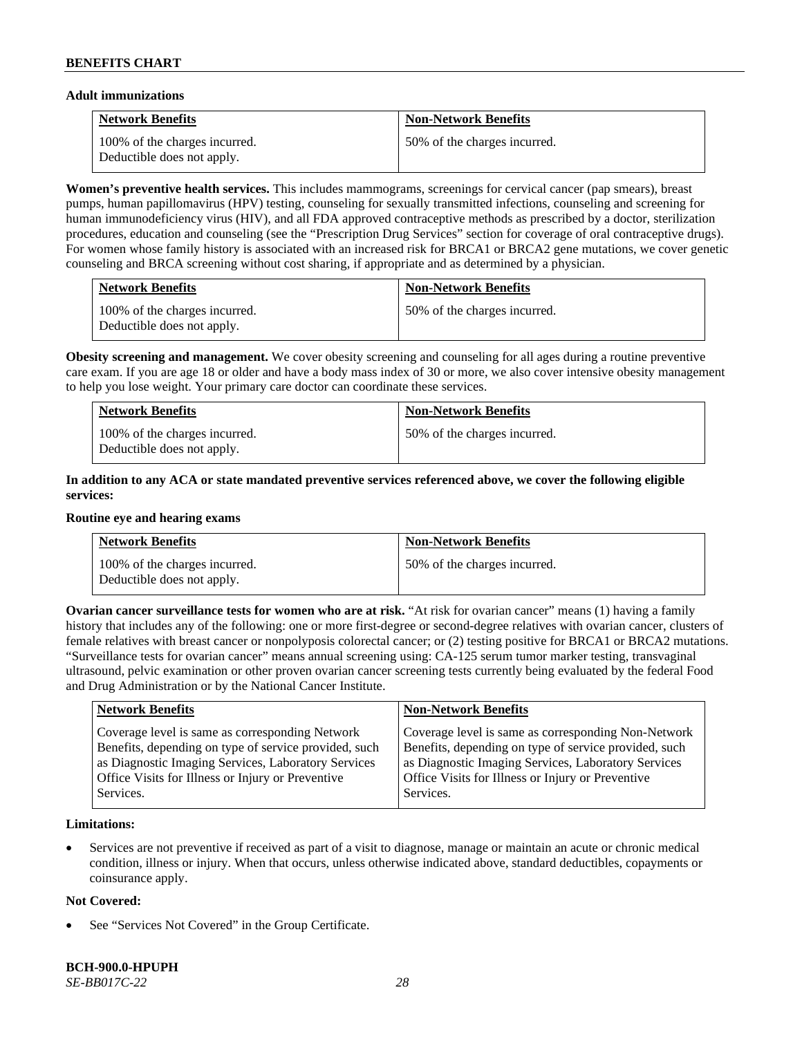**Adult immunizations**

| Network Benefits | Non-Network Benefits |
|---|---|
| 100% of the charges incurred. Deductible does not apply. | 50% of the charges incurred. |

**Women's preventive health services.** This includes mammograms, screenings for cervical cancer (pap smears), breast pumps, human papillomavirus (HPV) testing, counseling for sexually transmitted infections, counseling and screening for human immunodeficiency virus (HIV), and all FDA approved contraceptive methods as prescribed by a doctor, sterilization procedures, education and counseling (see the "Prescription Drug Services" section for coverage of oral contraceptive drugs). For women whose family history is associated with an increased risk for BRCA1 or BRCA2 gene mutations, we cover genetic counseling and BRCA screening without cost sharing, if appropriate and as determined by a physician.

| Network Benefits | Non-Network Benefits |
|---|---|
| 100% of the charges incurred. Deductible does not apply. | 50% of the charges incurred. |

**Obesity screening and management.** We cover obesity screening and counseling for all ages during a routine preventive care exam. If you are age 18 or older and have a body mass index of 30 or more, we also cover intensive obesity management to help you lose weight. Your primary care doctor can coordinate these services.

| Network Benefits | Non-Network Benefits |
|---|---|
| 100% of the charges incurred. Deductible does not apply. | 50% of the charges incurred. |

**In addition to any ACA or state mandated preventive services referenced above, we cover the following eligible services:**

**Routine eye and hearing exams**

| Network Benefits | Non-Network Benefits |
|---|---|
| 100% of the charges incurred. Deductible does not apply. | 50% of the charges incurred. |

**Ovarian cancer surveillance tests for women who are at risk.** "At risk for ovarian cancer" means (1) having a family history that includes any of the following: one or more first-degree or second-degree relatives with ovarian cancer, clusters of female relatives with breast cancer or nonpolyposis colorectal cancer; or (2) testing positive for BRCA1 or BRCA2 mutations. "Surveillance tests for ovarian cancer" means annual screening using: CA-125 serum tumor marker testing, transvaginal ultrasound, pelvic examination or other proven ovarian cancer screening tests currently being evaluated by the federal Food and Drug Administration or by the National Cancer Institute.

| Network Benefits | Non-Network Benefits |
|---|---|
| Coverage level is same as corresponding Network Benefits, depending on type of service provided, such as Diagnostic Imaging Services, Laboratory Services Office Visits for Illness or Injury or Preventive Services. | Coverage level is same as corresponding Non-Network Benefits, depending on type of service provided, such as Diagnostic Imaging Services, Laboratory Services Office Visits for Illness or Injury or Preventive Services. |

**Limitations:**

- Services are not preventive if received as part of a visit to diagnose, manage or maintain an acute or chronic medical condition, illness or injury. When that occurs, unless otherwise indicated above, standard deductibles, copayments or coinsurance apply.

**Not Covered:**

- See "Services Not Covered" in the Group Certificate.

**BCH-900.0-HPUPH**
*SE-BB017C-22*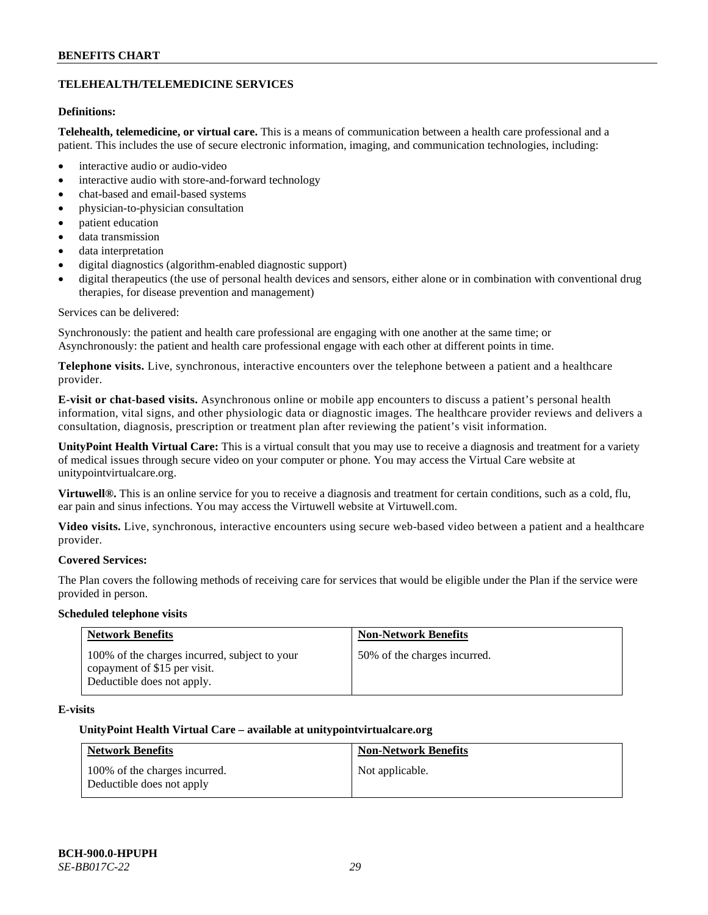## TELEHEALTH/TELEMEDICINE SERVICES

**Definitions:**

**Telehealth, telemedicine, or virtual care.** This is a means of communication between a health care professional and a patient. This includes the use of secure electronic information, imaging, and communication technologies, including:

- interactive audio or audio-video
- interactive audio with store-and-forward technology
- chat-based and email-based systems
- physician-to-physician consultation
- patient education
- data transmission
- data interpretation
- digital diagnostics (algorithm-enabled diagnostic support)
- digital therapeutics (the use of personal health devices and sensors, either alone or in combination with conventional drug therapies, for disease prevention and management)

Services can be delivered:

Synchronously: the patient and health care professional are engaging with one another at the same time; or
Asynchronously: the patient and health care professional engage with each other at different points in time.

**Telephone visits.** Live, synchronous, interactive encounters over the telephone between a patient and a healthcare provider.

**E-visit or chat-based visits.** Asynchronous online or mobile app encounters to discuss a patient's personal health information, vital signs, and other physiologic data or diagnostic images. The healthcare provider reviews and delivers a consultation, diagnosis, prescription or treatment plan after reviewing the patient's visit information.

**UnityPoint Health Virtual Care:** This is a virtual consult that you may use to receive a diagnosis and treatment for a variety of medical issues through secure video on your computer or phone. You may access the Virtual Care website at unitypointvirtualcare.org.

**Virtuwell®.** This is an online service for you to receive a diagnosis and treatment for certain conditions, such as a cold, flu, ear pain and sinus infections. You may access the Virtuwell website at Virtuwell.com.

**Video visits.** Live, synchronous, interactive encounters using secure web-based video between a patient and a healthcare provider.

**Covered Services:**

The Plan covers the following methods of receiving care for services that would be eligible under the Plan if the service were provided in person.

**Scheduled telephone visits**

| Network Benefits | Non-Network Benefits |
|---|---|
| 100% of the charges incurred, subject to your copayment of $15 per visit. Deductible does not apply. | 50% of the charges incurred. |

**E-visits**

**UnityPoint Health Virtual Care – available at unitypointvirtualcare.org**

| Network Benefits | Non-Network Benefits |
|---|---|
| 100% of the charges incurred. Deductible does not apply | Not applicable. |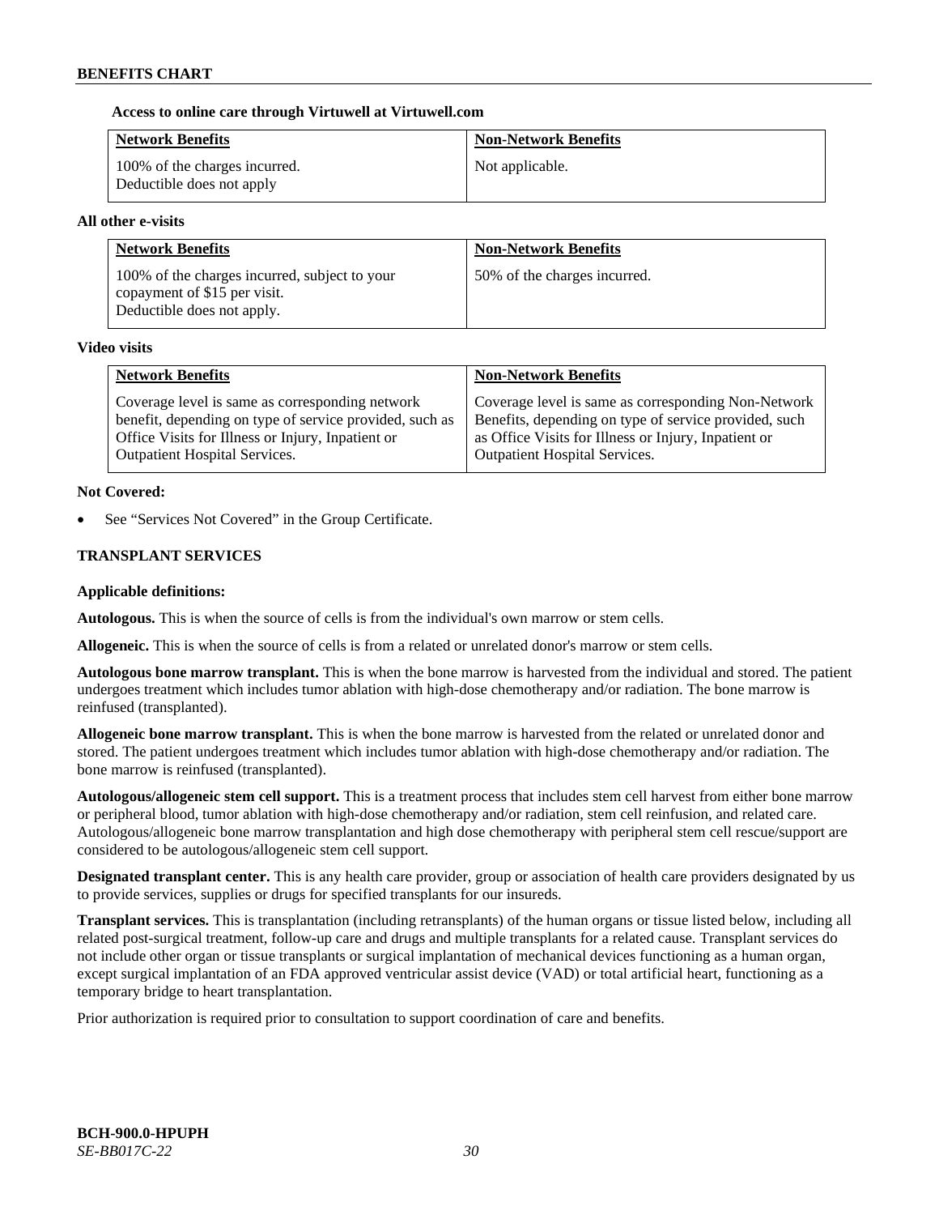**Access to online care through Virtuwell at Virtuwell.com**

| Network Benefits | Non-Network Benefits |
|---|---|
| 100% of the charges incurred. Deductible does not apply | Not applicable. |

**All other e-visits**

| Network Benefits | Non-Network Benefits |
|---|---|
| 100% of the charges incurred, subject to your copayment of $15 per visit. Deductible does not apply. | 50% of the charges incurred. |

**Video visits**

| Network Benefits | Non-Network Benefits |
|---|---|
| Coverage level is same as corresponding network benefit, depending on type of service provided, such as Office Visits for Illness or Injury, Inpatient or Outpatient Hospital Services. | Coverage level is same as corresponding Non-Network Benefits, depending on type of service provided, such as Office Visits for Illness or Injury, Inpatient or Outpatient Hospital Services. |

**Not Covered:**

- See "Services Not Covered" in the Group Certificate.

## TRANSPLANT SERVICES

**Applicable definitions:**

**Autologous.** This is when the source of cells is from the individual's own marrow or stem cells.

**Allogeneic.** This is when the source of cells is from a related or unrelated donor's marrow or stem cells.

**Autologous bone marrow transplant.** This is when the bone marrow is harvested from the individual and stored. The patient undergoes treatment which includes tumor ablation with high-dose chemotherapy and/or radiation. The bone marrow is reinfused (transplanted).

**Allogeneic bone marrow transplant.** This is when the bone marrow is harvested from the related or unrelated donor and stored. The patient undergoes treatment which includes tumor ablation with high-dose chemotherapy and/or radiation. The bone marrow is reinfused (transplanted).

**Autologous/allogeneic stem cell support.** This is a treatment process that includes stem cell harvest from either bone marrow or peripheral blood, tumor ablation with high-dose chemotherapy and/or radiation, stem cell reinfusion, and related care. Autologous/allogeneic bone marrow transplantation and high dose chemotherapy with peripheral stem cell rescue/support are considered to be autologous/allogeneic stem cell support.

**Designated transplant center.** This is any health care provider, group or association of health care providers designated by us to provide services, supplies or drugs for specified transplants for our insureds.

**Transplant services.** This is transplantation (including retransplants) of the human organs or tissue listed below, including all related post-surgical treatment, follow-up care and drugs and multiple transplants for a related cause. Transplant services do not include other organ or tissue transplants or surgical implantation of mechanical devices functioning as a human organ, except surgical implantation of an FDA approved ventricular assist device (VAD) or total artificial heart, functioning as a temporary bridge to heart transplantation.

Prior authorization is required prior to consultation to support coordination of care and benefits.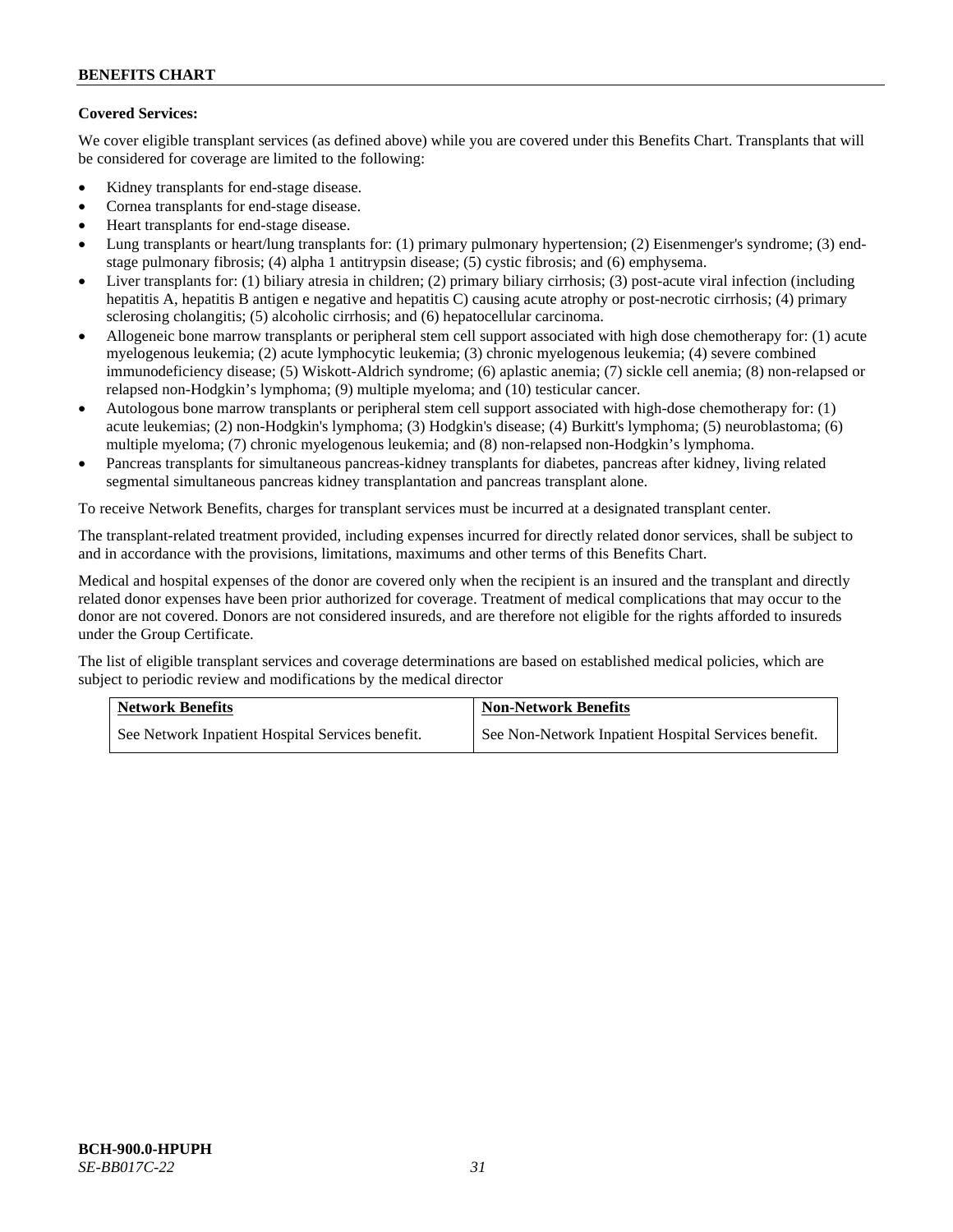**Covered Services:**

We cover eligible transplant services (as defined above) while you are covered under this Benefits Chart. Transplants that will be considered for coverage are limited to the following:

- Kidney transplants for end-stage disease.
- Cornea transplants for end-stage disease.
- Heart transplants for end-stage disease.
- Lung transplants or heart/lung transplants for: (1) primary pulmonary hypertension; (2) Eisenmenger's syndrome; (3) end-stage pulmonary fibrosis; (4) alpha 1 antitrypsin disease; (5) cystic fibrosis; and (6) emphysema.
- Liver transplants for: (1) biliary atresia in children; (2) primary biliary cirrhosis; (3) post-acute viral infection (including hepatitis A, hepatitis B antigen e negative and hepatitis C) causing acute atrophy or post-necrotic cirrhosis; (4) primary sclerosing cholangitis; (5) alcoholic cirrhosis; and (6) hepatocellular carcinoma.
- Allogeneic bone marrow transplants or peripheral stem cell support associated with high dose chemotherapy for: (1) acute myelogenous leukemia; (2) acute lymphocytic leukemia; (3) chronic myelogenous leukemia; (4) severe combined immunodeficiency disease; (5) Wiskott-Aldrich syndrome; (6) aplastic anemia; (7) sickle cell anemia; (8) non-relapsed or relapsed non-Hodgkin's lymphoma; (9) multiple myeloma; and (10) testicular cancer.
- Autologous bone marrow transplants or peripheral stem cell support associated with high-dose chemotherapy for: (1) acute leukemias; (2) non-Hodgkin's lymphoma; (3) Hodgkin's disease; (4) Burkitt's lymphoma; (5) neuroblastoma; (6) multiple myeloma; (7) chronic myelogenous leukemia; and (8) non-relapsed non-Hodgkin's lymphoma.
- Pancreas transplants for simultaneous pancreas-kidney transplants for diabetes, pancreas after kidney, living related segmental simultaneous pancreas kidney transplantation and pancreas transplant alone.

To receive Network Benefits, charges for transplant services must be incurred at a designated transplant center.

The transplant-related treatment provided, including expenses incurred for directly related donor services, shall be subject to and in accordance with the provisions, limitations, maximums and other terms of this Benefits Chart.

Medical and hospital expenses of the donor are covered only when the recipient is an insured and the transplant and directly related donor expenses have been prior authorized for coverage. Treatment of medical complications that may occur to the donor are not covered. Donors are not considered insureds, and are therefore not eligible for the rights afforded to insureds under the Group Certificate.

The list of eligible transplant services and coverage determinations are based on established medical policies, which are subject to periodic review and modifications by the medical director

| Network Benefits | Non-Network Benefits |
|---|---|
| See Network Inpatient Hospital Services benefit. | See Non-Network Inpatient Hospital Services benefit. |

**BCH-900.0-HPUPH**
*SE-BB017C-22*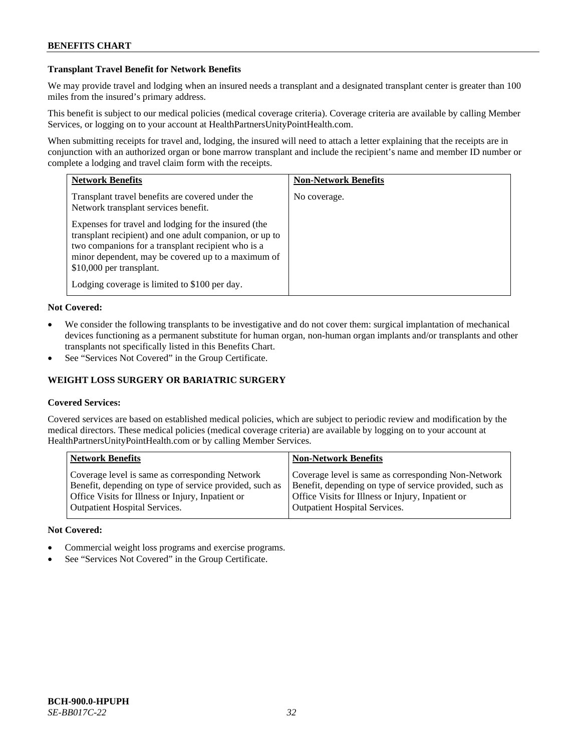### Transplant Travel Benefit for Network Benefits

We may provide travel and lodging when an insured needs a transplant and a designated transplant center is greater than 100 miles from the insured's primary address.

This benefit is subject to our medical policies (medical coverage criteria). Coverage criteria are available by calling Member Services, or logging on to your account at HealthPartnersUnityPointHealth.com.

When submitting receipts for travel and, lodging, the insured will need to attach a letter explaining that the receipts are in conjunction with an authorized organ or bone marrow transplant and include the recipient's name and member ID number or complete a lodging and travel claim form with the receipts.

| Network Benefits | Non-Network Benefits |
|---|---|
| Transplant travel benefits are covered under the Network transplant services benefit.<br><br>Expenses for travel and lodging for the insured (the transplant recipient) and one adult companion, or up to two companions for a transplant recipient who is a minor dependent, may be covered up to a maximum of $10,000 per transplant.<br><br>Lodging coverage is limited to $100 per day. | No coverage. |

**Not Covered:**

- We consider the following transplants to be investigative and do not cover them: surgical implantation of mechanical devices functioning as a permanent substitute for human organ, non-human organ implants and/or transplants and other transplants not specifically listed in this Benefits Chart.
- See "Services Not Covered" in the Group Certificate.

## WEIGHT LOSS SURGERY OR BARIATRIC SURGERY

**Covered Services:**

Covered services are based on established medical policies, which are subject to periodic review and modification by the medical directors. These medical policies (medical coverage criteria) are available by logging on to your account at HealthPartnersUnityPointHealth.com or by calling Member Services.

| Network Benefits | Non-Network Benefits |
|---|---|
| Coverage level is same as corresponding Network Benefit, depending on type of service provided, such as Office Visits for Illness or Injury, Inpatient or Outpatient Hospital Services. | Coverage level is same as corresponding Non-Network Benefit, depending on type of service provided, such as Office Visits for Illness or Injury, Inpatient or Outpatient Hospital Services. |

**Not Covered:**

- Commercial weight loss programs and exercise programs.
- See "Services Not Covered" in the Group Certificate.